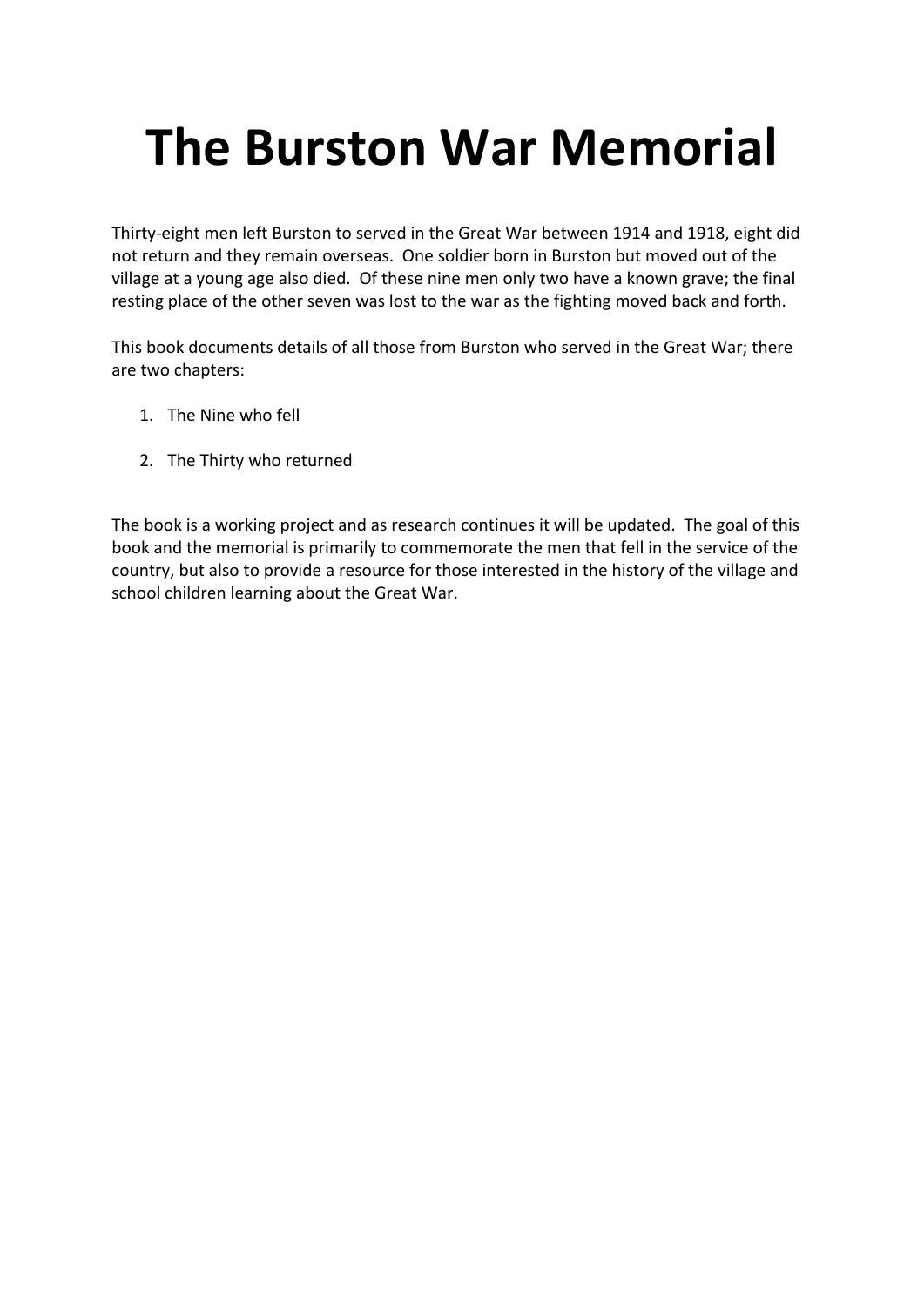# The Burston War Memorial

Thirty-eight men left Burston to served in the Great War between 1914 and 1918, eight did not return and they remain overseas. One soldier born in Burston but moved out of the village at a young age also died. Of these nine men only two have a known grave; the final resting place of the other seven was lost to the war as the fighting moved back and forth.

This book documents details of all those from Burston who served in the Great War; there are two chapters:

1. The Nine who fell
2. The Thirty who returned

The book is a working project and as research continues it will be updated. The goal of this book and the memorial is primarily to commemorate the men that fell in the service of the country, but also to provide a resource for those interested in the history of the village and school children learning about the Great War.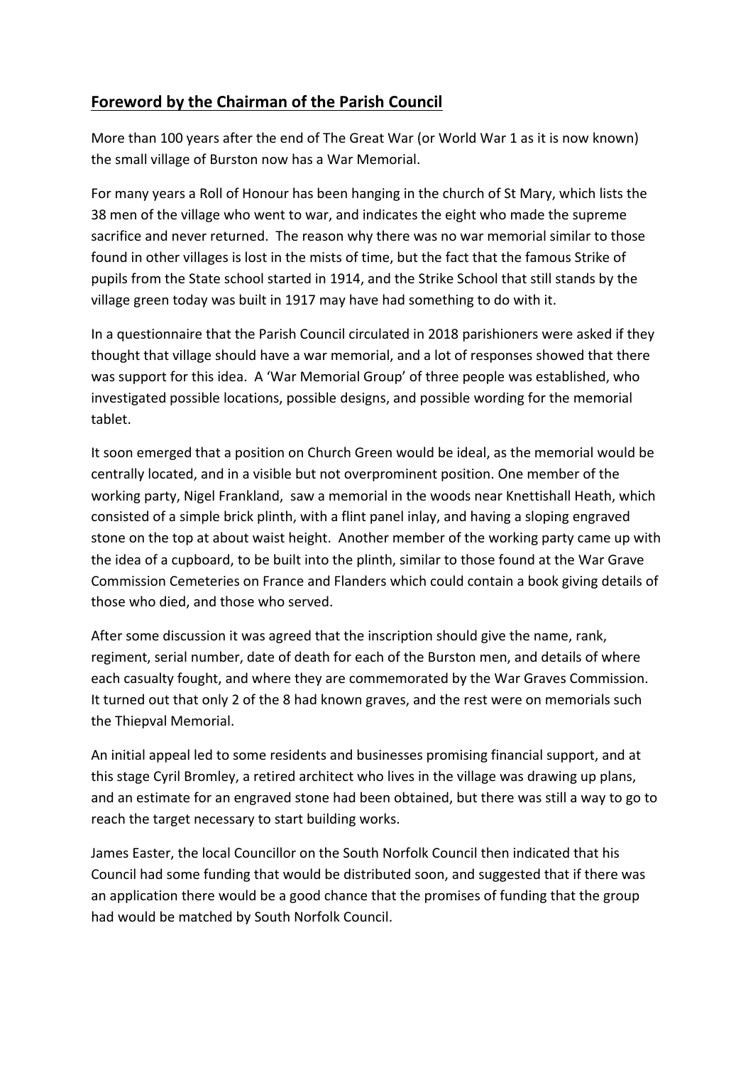## **Foreword by the Chairman of the Parish Council**

More than 100 years after the end of The Great War (or World War 1 as it is now known) the small village of Burston now has a War Memorial.

For many years a Roll of Honour has been hanging in the church of St Mary, which lists the 38 men of the village who went to war, and indicates the eight who made the supreme sacrifice and never returned. The reason why there was no war memorial similar to those found in other villages is lost in the mists of time, but the fact that the famous Strike of pupils from the State school started in 1914, and the Strike School that still stands by the village green today was built in 1917 may have had something to do with it.

In a questionnaire that the Parish Council circulated in 2018 parishioners were asked if they thought that village should have a war memorial, and a lot of responses showed that there was support for this idea. A 'War Memorial Group' of three people was established, who investigated possible locations, possible designs, and possible wording for the memorial tablet.

It soon emerged that a position on Church Green would be ideal, as the memorial would be centrally located, and in a visible but not overprominent position. One member of the working party, Nigel Frankland, saw a memorial in the woods near Knettishall Heath, which consisted of a simple brick plinth, with a flint panel inlay, and having a sloping engraved stone on the top at about waist height. Another member of the working party came up with the idea of a cupboard, to be built into the plinth, similar to those found at the War Grave Commission Cemeteries on France and Flanders which could contain a book giving details of those who died, and those who served.

After some discussion it was agreed that the inscription should give the name, rank, regiment, serial number, date of death for each of the Burston men, and details of where each casualty fought, and where they are commemorated by the War Graves Commission. It turned out that only 2 of the 8 had known graves, and the rest were on memorials such the Thiepval Memorial.

An initial appeal led to some residents and businesses promising financial support, and at this stage Cyril Bromley, a retired architect who lives in the village was drawing up plans, and an estimate for an engraved stone had been obtained, but there was still a way to go to reach the target necessary to start building works.

James Easter, the local Councillor on the South Norfolk Council then indicated that his Council had some funding that would be distributed soon, and suggested that if there was an application there would be a good chance that the promises of funding that the group had would be matched by South Norfolk Council.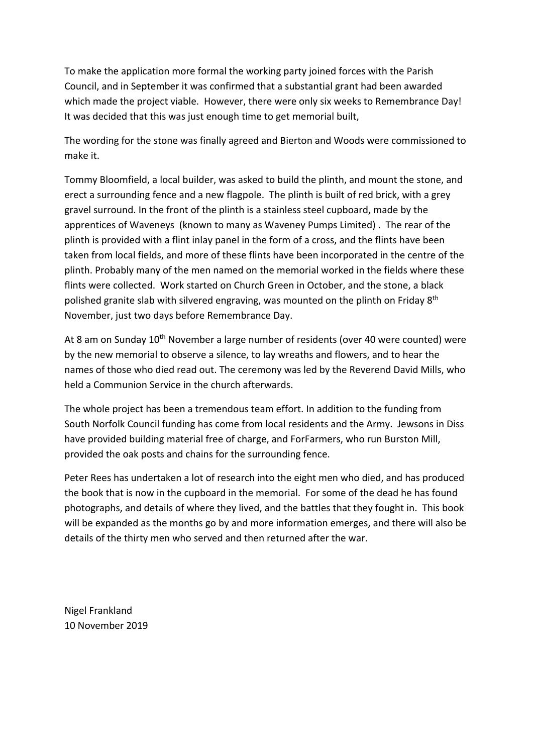To make the application more formal the working party joined forces with the Parish Council, and in September it was confirmed that a substantial grant had been awarded which made the project viable. However, there were only six weeks to Remembrance Day! It was decided that this was just enough time to get memorial built,

The wording for the stone was finally agreed and Bierton and Woods were commissioned to make it.

Tommy Bloomfield, a local builder, was asked to build the plinth, and mount the stone, and erect a surrounding fence and a new flagpole. The plinth is built of red brick, with a grey gravel surround. In the front of the plinth is a stainless steel cupboard, made by the apprentices of Waveneys (known to many as Waveney Pumps Limited) . The rear of the plinth is provided with a flint inlay panel in the form of a cross, and the flints have been taken from local fields, and more of these flints have been incorporated in the centre of the plinth. Probably many of the men named on the memorial worked in the fields where these flints were collected. Work started on Church Green in October, and the stone, a black polished granite slab with silvered engraving, was mounted on the plinth on Friday 8th November, just two days before Remembrance Day.

At 8 am on Sunday 10th November a large number of residents (over 40 were counted) were by the new memorial to observe a silence, to lay wreaths and flowers, and to hear the names of those who died read out. The ceremony was led by the Reverend David Mills, who held a Communion Service in the church afterwards.

The whole project has been a tremendous team effort. In addition to the funding from South Norfolk Council funding has come from local residents and the Army. Jewsons in Diss have provided building material free of charge, and ForFarmers, who run Burston Mill, provided the oak posts and chains for the surrounding fence.

Peter Rees has undertaken a lot of research into the eight men who died, and has produced the book that is now in the cupboard in the memorial. For some of the dead he has found photographs, and details of where they lived, and the battles that they fought in. This book will be expanded as the months go by and more information emerges, and there will also be details of the thirty men who served and then returned after the war.

Nigel Frankland
10 November 2019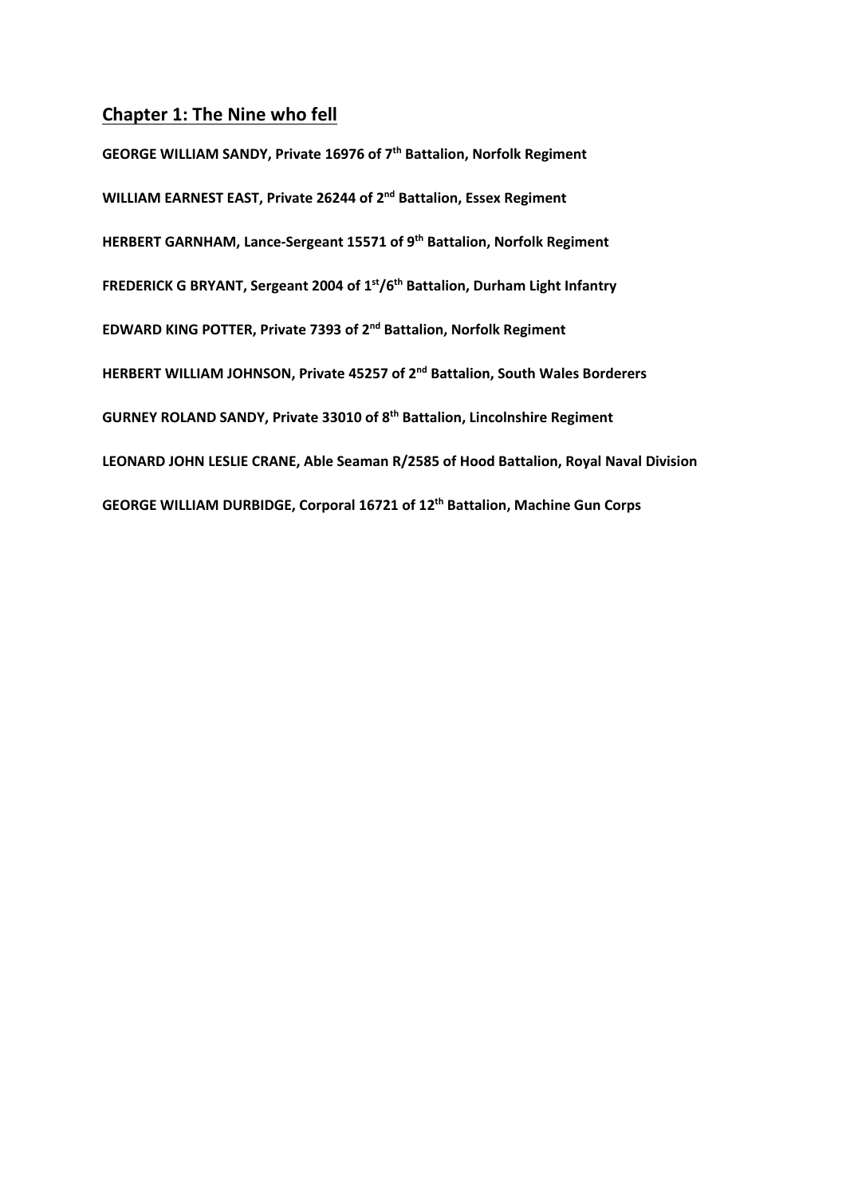## Chapter 1: The Nine who fell

**GEORGE WILLIAM SANDY, Private 16976 of 7th Battalion, Norfolk Regiment**

**WILLIAM EARNEST EAST, Private 26244 of 2nd Battalion, Essex Regiment**

**HERBERT GARNHAM, Lance-Sergeant 15571 of 9th Battalion, Norfolk Regiment**

**FREDERICK G BRYANT, Sergeant 2004 of 1st/6th Battalion, Durham Light Infantry**

**EDWARD KING POTTER, Private 7393 of 2nd Battalion, Norfolk Regiment**

**HERBERT WILLIAM JOHNSON, Private 45257 of 2nd Battalion, South Wales Borderers**

**GURNEY ROLAND SANDY, Private 33010 of 8th Battalion, Lincolnshire Regiment**

**LEONARD JOHN LESLIE CRANE, Able Seaman R/2585 of Hood Battalion, Royal Naval Division**

**GEORGE WILLIAM DURBIDGE, Corporal 16721 of 12th Battalion, Machine Gun Corps**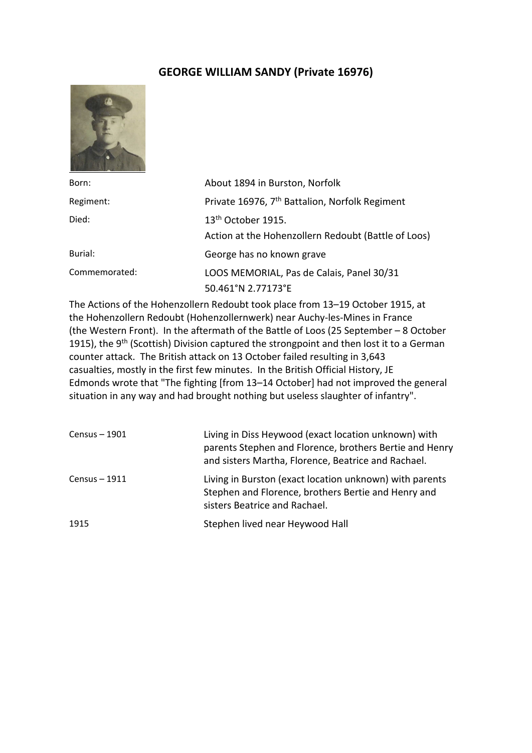# GEORGE WILLIAM SANDY (Private 16976)

| | |
|---|---|
| Born: | About 1894 in Burston, Norfolk |
| Regiment: | Private 16976, 7th Battalion, Norfolk Regiment |
| Died: | 13th October 1915. Action at the Hohenzollern Redoubt (Battle of Loos) |
| Burial: | George has no known grave |
| Commemorated: | LOOS MEMORIAL, Pas de Calais, Panel 30/31 50.461°N 2.77173°E |

The Actions of the Hohenzollern Redoubt took place from 13–19 October 1915, at the Hohenzollern Redoubt (Hohenzollernwerk) near Auchy-les-Mines in France (the Western Front). In the aftermath of the Battle of Loos (25 September – 8 October 1915), the 9th (Scottish) Division captured the strongpoint and then lost it to a German counter attack. The British attack on 13 October failed resulting in 3,643 casualties, mostly in the first few minutes. In the British Official History, JE Edmonds wrote that "The fighting [from 13–14 October] had not improved the general situation in any way and had brought nothing but useless slaughter of infantry".

| | |
|---|---|
| Census – 1901 | Living in Diss Heywood (exact location unknown) with parents Stephen and Florence, brothers Bertie and Henry and sisters Martha, Florence, Beatrice and Rachael. |
| Census – 1911 | Living in Burston (exact location unknown) with parents Stephen and Florence, brothers Bertie and Henry and sisters Beatrice and Rachael. |
| 1915 | Stephen lived near Heywood Hall |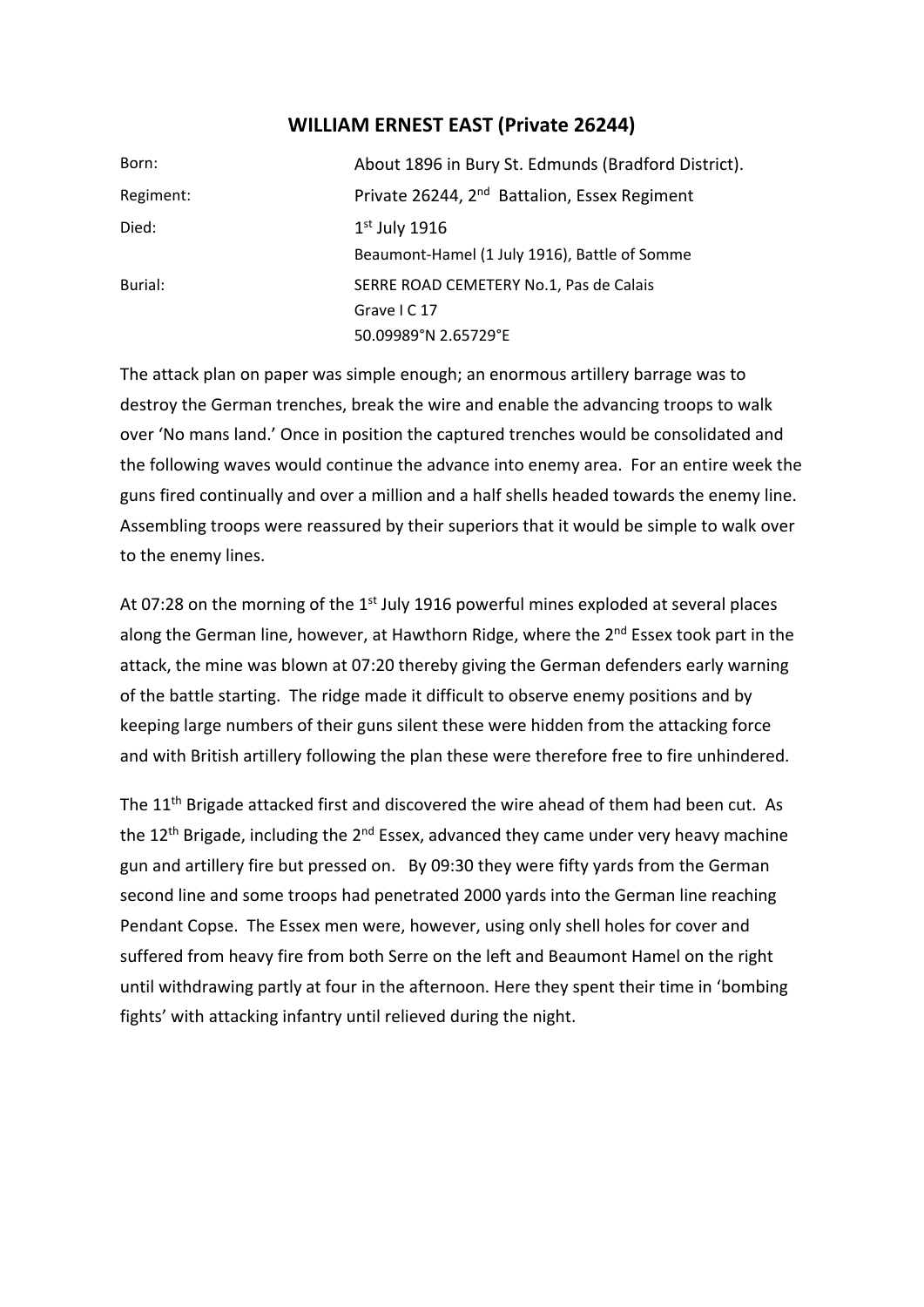## WILLIAM ERNEST EAST (Private 26244)

| | |
|---|---|
| Born: | About 1896 in Bury St. Edmunds (Bradford District). |
| Regiment: | Private 26244, 2nd Battalion, Essex Regiment |
| Died: | 1st July 1916<br>Beaumont-Hamel (1 July 1916), Battle of Somme |
| Burial: | SERRE ROAD CEMETERY No.1, Pas de Calais<br>Grave I C 17<br>50.09989°N 2.65729°E |

The attack plan on paper was simple enough; an enormous artillery barrage was to destroy the German trenches, break the wire and enable the advancing troops to walk over 'No mans land.' Once in position the captured trenches would be consolidated and the following waves would continue the advance into enemy area. For an entire week the guns fired continually and over a million and a half shells headed towards the enemy line. Assembling troops were reassured by their superiors that it would be simple to walk over to the enemy lines.

At 07:28 on the morning of the 1st July 1916 powerful mines exploded at several places along the German line, however, at Hawthorn Ridge, where the 2nd Essex took part in the attack, the mine was blown at 07:20 thereby giving the German defenders early warning of the battle starting. The ridge made it difficult to observe enemy positions and by keeping large numbers of their guns silent these were hidden from the attacking force and with British artillery following the plan these were therefore free to fire unhindered.

The 11th Brigade attacked first and discovered the wire ahead of them had been cut. As the 12th Brigade, including the 2nd Essex, advanced they came under very heavy machine gun and artillery fire but pressed on. By 09:30 they were fifty yards from the German second line and some troops had penetrated 2000 yards into the German line reaching Pendant Copse. The Essex men were, however, using only shell holes for cover and suffered from heavy fire from both Serre on the left and Beaumont Hamel on the right until withdrawing partly at four in the afternoon. Here they spent their time in 'bombing fights' with attacking infantry until relieved during the night.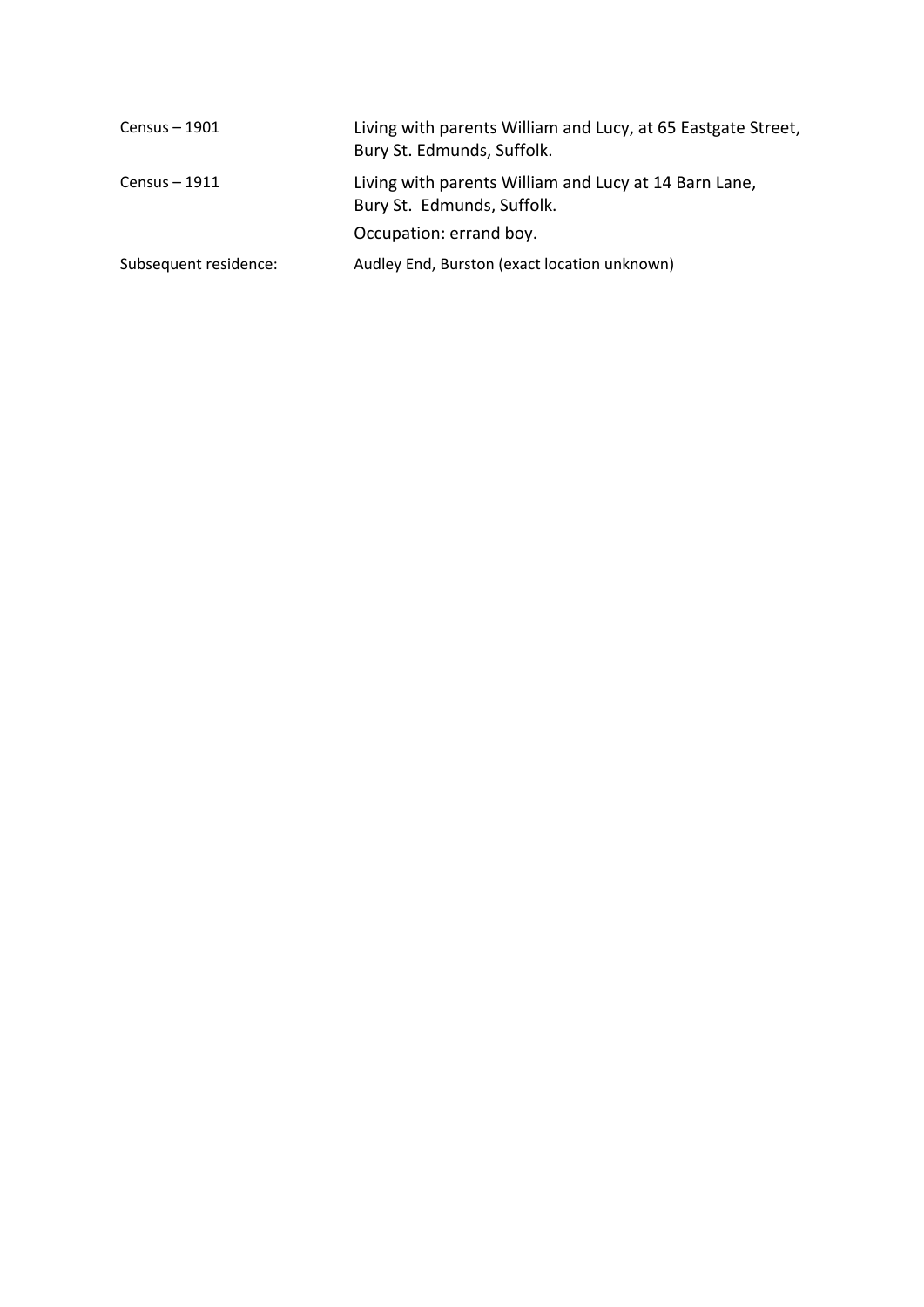| | |
|---|---|
| Census – 1901 | Living with parents William and Lucy, at 65 Eastgate Street, Bury St. Edmunds, Suffolk. |
| Census – 1911 | Living with parents William and Lucy at 14 Barn Lane, Bury St. Edmunds, Suffolk.<br>Occupation: errand boy. |
| Subsequent residence: | Audley End, Burston (exact location unknown) |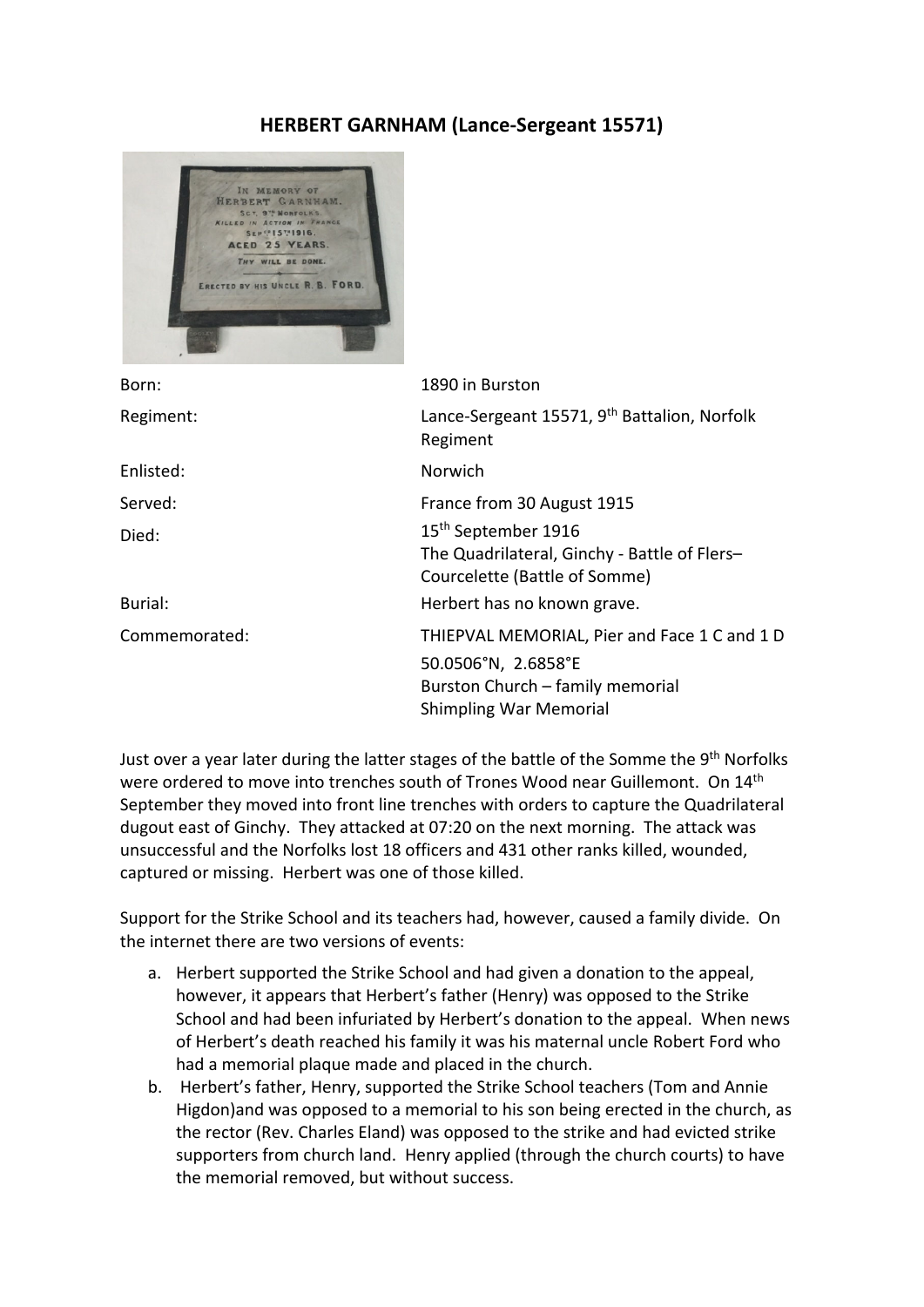# HERBERT GARNHAM (Lance-Sergeant 15571)

| | |
|---|---|
| Born: | 1890 in Burston |
| Regiment: | Lance-Sergeant 15571, 9th Battalion, Norfolk Regiment |
| Enlisted: | Norwich |
| Served: | France from 30 August 1915 |
| Died: | 15th September 1916<br>The Quadrilateral, Ginchy - Battle of Flers–Courcelette (Battle of Somme) |
| Burial: | Herbert has no known grave. |
| Commemorated: | THIEPVAL MEMORIAL, Pier and Face 1 C and 1 D<br>50.0506°N, 2.6858°E<br>Burston Church – family memorial<br>Shimpling War Memorial |

Just over a year later during the latter stages of the battle of the Somme the 9th Norfolks were ordered to move into trenches south of Trones Wood near Guillemont. On 14th September they moved into front line trenches with orders to capture the Quadrilateral dugout east of Ginchy. They attacked at 07:20 on the next morning. The attack was unsuccessful and the Norfolks lost 18 officers and 431 other ranks killed, wounded, captured or missing. Herbert was one of those killed.

Support for the Strike School and its teachers had, however, caused a family divide. On the internet there are two versions of events:

a. Herbert supported the Strike School and had given a donation to the appeal, however, it appears that Herbert's father (Henry) was opposed to the Strike School and had been infuriated by Herbert's donation to the appeal. When news of Herbert's death reached his family it was his maternal uncle Robert Ford who had a memorial plaque made and placed in the church.
b. Herbert's father, Henry, supported the Strike School teachers (Tom and Annie Higdon)and was opposed to a memorial to his son being erected in the church, as the rector (Rev. Charles Eland) was opposed to the strike and had evicted strike supporters from church land. Henry applied (through the church courts) to have the memorial removed, but without success.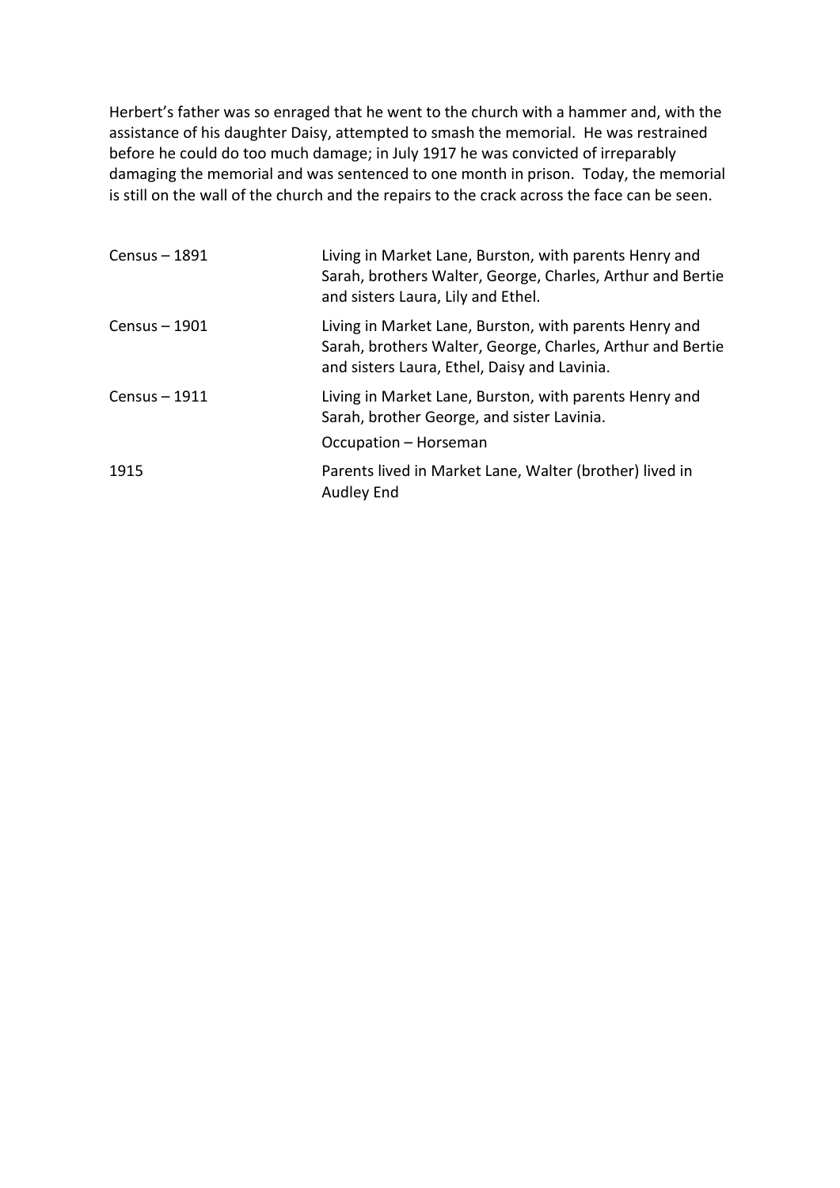Herbert's father was so enraged that he went to the church with a hammer and, with the assistance of his daughter Daisy, attempted to smash the memorial. He was restrained before he could do too much damage; in July 1917 he was convicted of irreparably damaging the memorial and was sentenced to one month in prison. Today, the memorial is still on the wall of the church and the repairs to the crack across the face can be seen.

| | |
|---|---|
| Census – 1891 | Living in Market Lane, Burston, with parents Henry and Sarah, brothers Walter, George, Charles, Arthur and Bertie and sisters Laura, Lily and Ethel. |
| Census – 1901 | Living in Market Lane, Burston, with parents Henry and Sarah, brothers Walter, George, Charles, Arthur and Bertie and sisters Laura, Ethel, Daisy and Lavinia. |
| Census – 1911 | Living in Market Lane, Burston, with parents Henry and Sarah, brother George, and sister Lavinia.<br>Occupation – Horseman |
| 1915 | Parents lived in Market Lane, Walter (brother) lived in Audley End |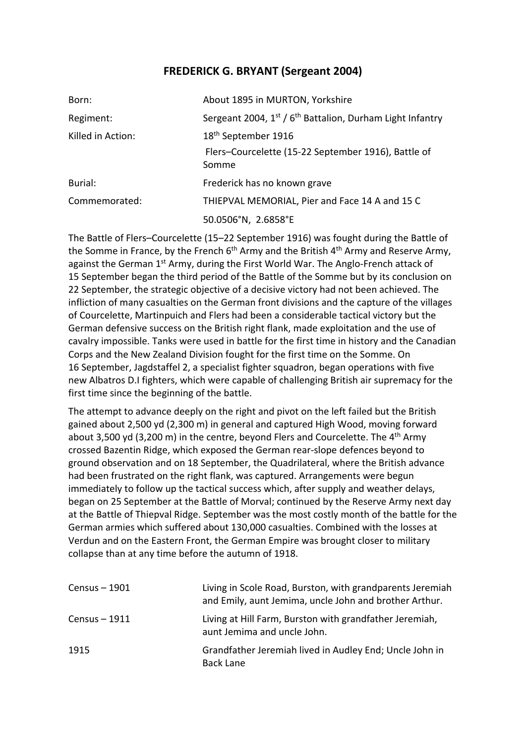# FREDERICK G. BRYANT (Sergeant 2004)

| | |
|---|---|
| Born: | About 1895 in MURTON, Yorkshire |
| Regiment: | Sergeant 2004, 1st / 6th Battalion, Durham Light Infantry |
| Killed in Action: | 18th September 1916<br>Flers–Courcelette (15-22 September 1916), Battle of Somme |
| Burial: | Frederick has no known grave |
| Commemorated: | THIEPVAL MEMORIAL, Pier and Face 14 A and 15 C<br>50.0506°N, 2.6858°E |

The Battle of Flers–Courcelette (15–22 September 1916) was fought during the Battle of the Somme in France, by the French 6th Army and the British 4th Army and Reserve Army, against the German 1st Army, during the First World War. The Anglo-French attack of 15 September began the third period of the Battle of the Somme but by its conclusion on 22 September, the strategic objective of a decisive victory had not been achieved. The infliction of many casualties on the German front divisions and the capture of the villages of Courcelette, Martinpuich and Flers had been a considerable tactical victory but the German defensive success on the British right flank, made exploitation and the use of cavalry impossible. Tanks were used in battle for the first time in history and the Canadian Corps and the New Zealand Division fought for the first time on the Somme. On 16 September, Jagdstaffel 2, a specialist fighter squadron, began operations with five new Albatros D.I fighters, which were capable of challenging British air supremacy for the first time since the beginning of the battle.

The attempt to advance deeply on the right and pivot on the left failed but the British gained about 2,500 yd (2,300 m) in general and captured High Wood, moving forward about 3,500 yd (3,200 m) in the centre, beyond Flers and Courcelette. The 4th Army crossed Bazentin Ridge, which exposed the German rear-slope defences beyond to ground observation and on 18 September, the Quadrilateral, where the British advance had been frustrated on the right flank, was captured. Arrangements were begun immediately to follow up the tactical success which, after supply and weather delays, began on 25 September at the Battle of Morval; continued by the Reserve Army next day at the Battle of Thiepval Ridge. September was the most costly month of the battle for the German armies which suffered about 130,000 casualties. Combined with the losses at Verdun and on the Eastern Front, the German Empire was brought closer to military collapse than at any time before the autumn of 1918.

| | |
|---|---|
| Census – 1901 | Living in Scole Road, Burston, with grandparents Jeremiah and Emily, aunt Jemima, uncle John and brother Arthur. |
| Census – 1911 | Living at Hill Farm, Burston with grandfather Jeremiah, aunt Jemima and uncle John. |
| 1915 | Grandfather Jeremiah lived in Audley End; Uncle John in Back Lane |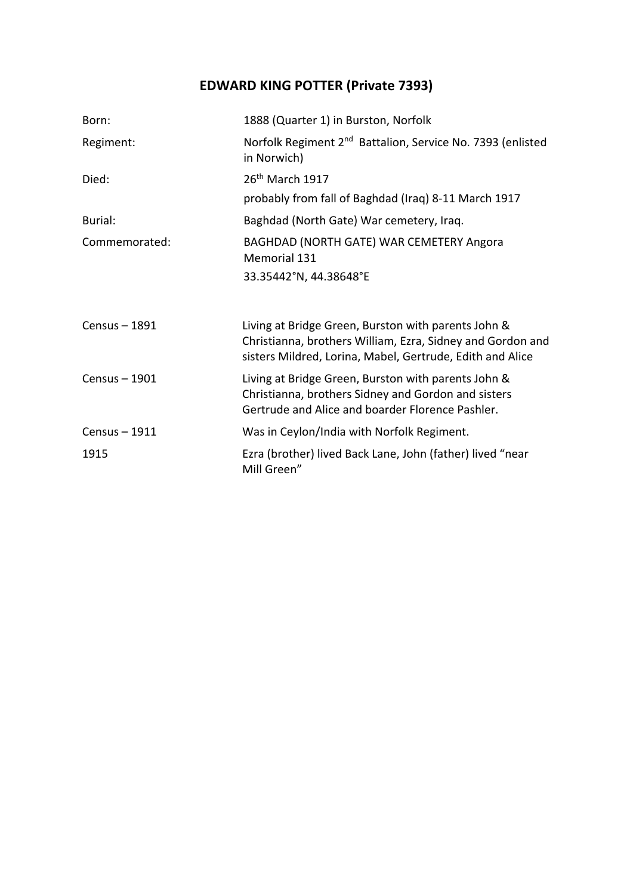# EDWARD KING POTTER (Private 7393)

| | |
|---|---|
| Born: | 1888 (Quarter 1) in Burston, Norfolk |
| Regiment: | Norfolk Regiment 2nd Battalion, Service No. 7393 (enlisted in Norwich) |
| Died: | 26th March 1917<br>probably from fall of Baghdad (Iraq) 8-11 March 1917 |
| Burial: | Baghdad (North Gate) War cemetery, Iraq. |
| Commemorated: | BAGHDAD (NORTH GATE) WAR CEMETERY Angora Memorial 131<br>33.35442°N, 44.38648°E |

| | |
|---|---|
| Census – 1891 | Living at Bridge Green, Burston with parents John & Christianna, brothers William, Ezra, Sidney and Gordon and sisters Mildred, Lorina, Mabel, Gertrude, Edith and Alice |
| Census – 1901 | Living at Bridge Green, Burston with parents John & Christianna, brothers Sidney and Gordon and sisters Gertrude and Alice and boarder Florence Pashler. |
| Census – 1911 | Was in Ceylon/India with Norfolk Regiment. |
| 1915 | Ezra (brother) lived Back Lane, John (father) lived "near Mill Green" |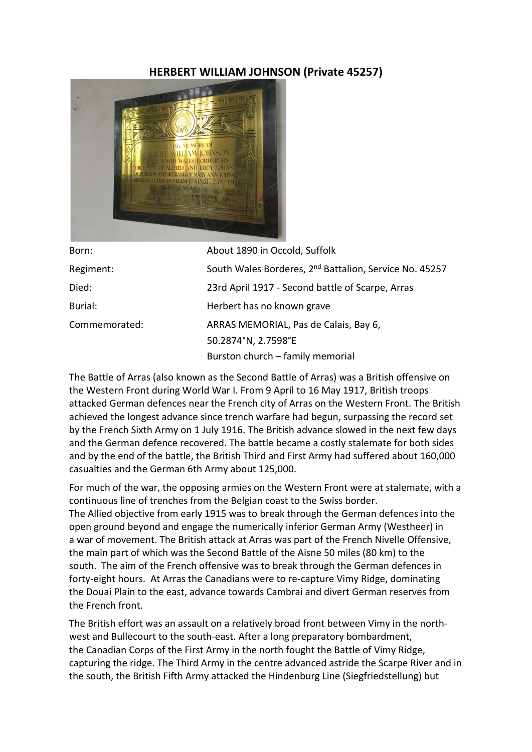## HERBERT WILLIAM JOHNSON (Private 45257)

| | |
|---|---|
| Born: | About 1890 in Occold, Suffolk |
| Regiment: | South Wales Borderes, 2nd Battalion, Service No. 45257 |
| Died: | 23rd April 1917 - Second battle of Scarpe, Arras |
| Burial: | Herbert has no known grave |
| Commemorated: | ARRAS MEMORIAL, Pas de Calais, Bay 6, 50.2874°N, 2.7598°E<br>Burston church – family memorial |

The Battle of Arras (also known as the Second Battle of Arras) was a British offensive on the Western Front during World War I. From 9 April to 16 May 1917, British troops attacked German defences near the French city of Arras on the Western Front. The British achieved the longest advance since trench warfare had begun, surpassing the record set by the French Sixth Army on 1 July 1916. The British advance slowed in the next few days and the German defence recovered. The battle became a costly stalemate for both sides and by the end of the battle, the British Third and First Army had suffered about 160,000 casualties and the German 6th Army about 125,000.

For much of the war, the opposing armies on the Western Front were at stalemate, with a continuous line of trenches from the Belgian coast to the Swiss border.
The Allied objective from early 1915 was to break through the German defences into the open ground beyond and engage the numerically inferior German Army (Westheer) in a war of movement. The British attack at Arras was part of the French Nivelle Offensive, the main part of which was the Second Battle of the Aisne 50 miles (80 km) to the south. The aim of the French offensive was to break through the German defences in forty-eight hours. At Arras the Canadians were to re-capture Vimy Ridge, dominating the Douai Plain to the east, advance towards Cambrai and divert German reserves from the French front.

The British effort was an assault on a relatively broad front between Vimy in the north-west and Bullecourt to the south-east. After a long preparatory bombardment, the Canadian Corps of the First Army in the north fought the Battle of Vimy Ridge, capturing the ridge. The Third Army in the centre advanced astride the Scarpe River and in the south, the British Fifth Army attacked the Hindenburg Line (Siegfriedstellung) but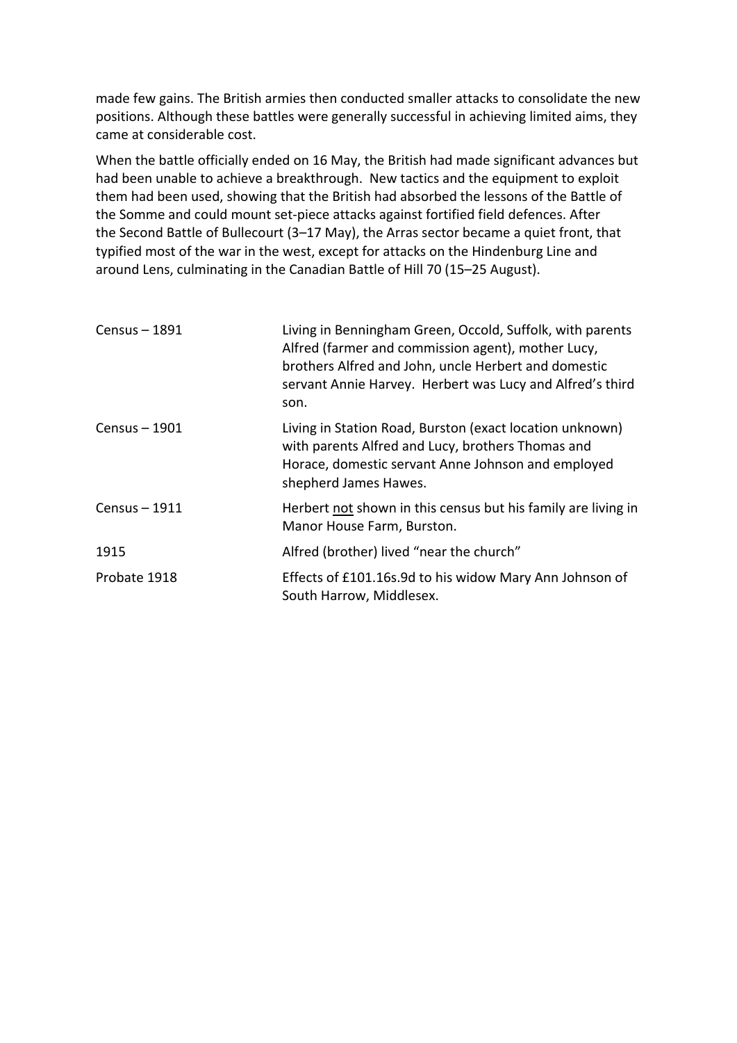made few gains. The British armies then conducted smaller attacks to consolidate the new positions. Although these battles were generally successful in achieving limited aims, they came at considerable cost.

When the battle officially ended on 16 May, the British had made significant advances but had been unable to achieve a breakthrough. New tactics and the equipment to exploit them had been used, showing that the British had absorbed the lessons of the Battle of the Somme and could mount set-piece attacks against fortified field defences. After the Second Battle of Bullecourt (3–17 May), the Arras sector became a quiet front, that typified most of the war in the west, except for attacks on the Hindenburg Line and around Lens, culminating in the Canadian Battle of Hill 70 (15–25 August).

| | |
|---|---|
| Census – 1891 | Living in Benningham Green, Occold, Suffolk, with parents Alfred (farmer and commission agent), mother Lucy, brothers Alfred and John, uncle Herbert and domestic servant Annie Harvey. Herbert was Lucy and Alfred's third son. |
| Census – 1901 | Living in Station Road, Burston (exact location unknown) with parents Alfred and Lucy, brothers Thomas and Horace, domestic servant Anne Johnson and employed shepherd James Hawes. |
| Census – 1911 | Herbert <u>not</u> shown in this census but his family are living in Manor House Farm, Burston. |
| 1915 | Alfred (brother) lived "near the church" |
| Probate 1918 | Effects of £101.16s.9d to his widow Mary Ann Johnson of South Harrow, Middlesex. |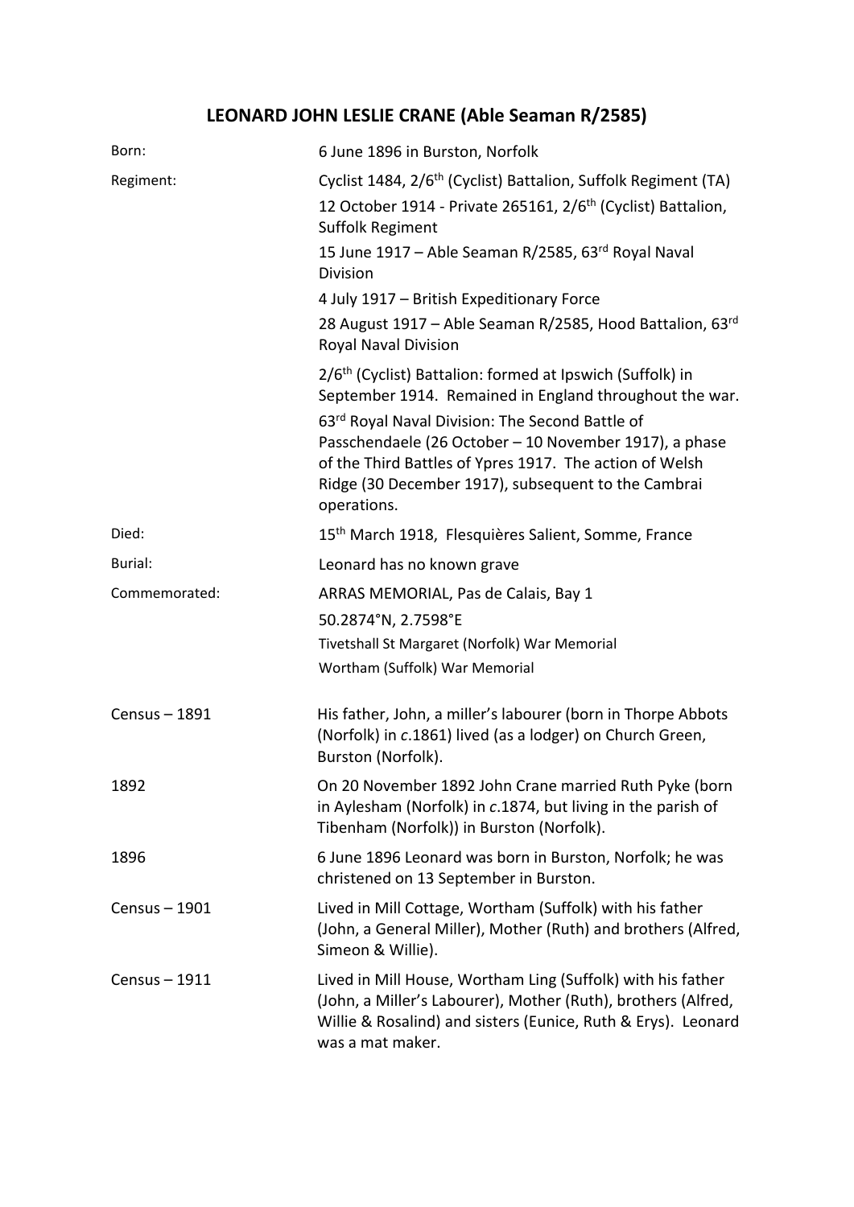## LEONARD JOHN LESLIE CRANE (Able Seaman R/2585)

| | |
|---|---|
| Born: | 6 June 1896 in Burston, Norfolk |
| Regiment: | Cyclist 1484, 2/6th (Cyclist) Battalion, Suffolk Regiment (TA)<br>12 October 1914 - Private 265161, 2/6th (Cyclist) Battalion, Suffolk Regiment<br>15 June 1917 – Able Seaman R/2585, 63rd Royal Naval Division<br>4 July 1917 – British Expeditionary Force<br>28 August 1917 – Able Seaman R/2585, Hood Battalion, 63rd Royal Naval Division<br>2/6th (Cyclist) Battalion: formed at Ipswich (Suffolk) in September 1914. Remained in England throughout the war.<br>63rd Royal Naval Division: The Second Battle of Passchendaele (26 October – 10 November 1917), a phase of the Third Battles of Ypres 1917. The action of Welsh Ridge (30 December 1917), subsequent to the Cambrai operations. |
| Died: | 15th March 1918, Flesquières Salient, Somme, France |
| Burial: | Leonard has no known grave |
| Commemorated: | ARRAS MEMORIAL, Pas de Calais, Bay 1<br>50.2874°N, 2.7598°E<br>Tivetshall St Margaret (Norfolk) War Memorial<br>Wortham (Suffolk) War Memorial |
| Census – 1891 | His father, John, a miller's labourer (born in Thorpe Abbots (Norfolk) in *c*.1861) lived (as a lodger) on Church Green, Burston (Norfolk). |
| 1892 | On 20 November 1892 John Crane married Ruth Pyke (born in Aylesham (Norfolk) in *c*.1874, but living in the parish of Tibenham (Norfolk)) in Burston (Norfolk). |
| 1896 | 6 June 1896 Leonard was born in Burston, Norfolk; he was christened on 13 September in Burston. |
| Census – 1901 | Lived in Mill Cottage, Wortham (Suffolk) with his father (John, a General Miller), Mother (Ruth) and brothers (Alfred, Simeon & Willie). |
| Census – 1911 | Lived in Mill House, Wortham Ling (Suffolk) with his father (John, a Miller's Labourer), Mother (Ruth), brothers (Alfred, Willie & Rosalind) and sisters (Eunice, Ruth & Erys). Leonard was a mat maker. |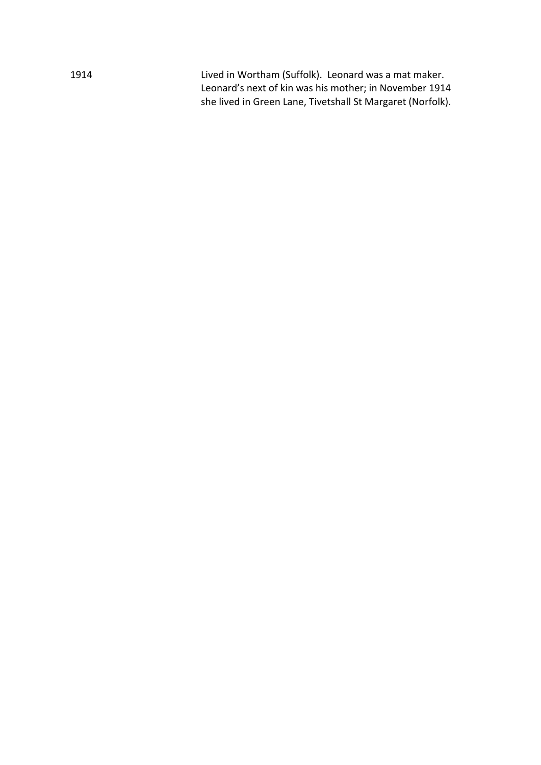| | |
|---|---|
| 1914 | Lived in Wortham (Suffolk). Leonard was a mat maker. Leonard's next of kin was his mother; in November 1914 she lived in Green Lane, Tivetshall St Margaret (Norfolk). |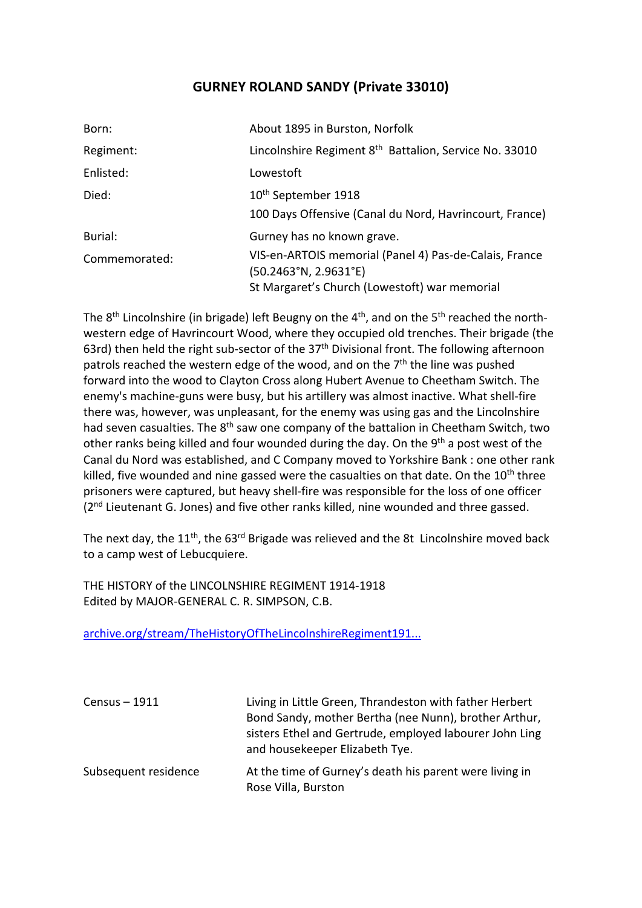# GURNEY ROLAND SANDY (Private 33010)

| | |
|---|---|
| Born: | About 1895 in Burston, Norfolk |
| Regiment: | Lincolnshire Regiment 8th Battalion, Service No. 33010 |
| Enlisted: | Lowestoft |
| Died: | 10th September 1918<br>100 Days Offensive (Canal du Nord, Havrincourt, France) |
| Burial: | Gurney has no known grave. |
| Commemorated: | VIS-en-ARTOIS memorial (Panel 4) Pas-de-Calais, France (50.2463°N, 2.9631°E)<br>St Margaret's Church (Lowestoft) war memorial |

The 8th Lincolnshire (in brigade) left Beugny on the 4th, and on the 5th reached the north-western edge of Havrincourt Wood, where they occupied old trenches. Their brigade (the 63rd) then held the right sub-sector of the 37th Divisional front. The following afternoon patrols reached the western edge of the wood, and on the 7th the line was pushed forward into the wood to Clayton Cross along Hubert Avenue to Cheetham Switch. The enemy's machine-guns were busy, but his artillery was almost inactive. What shell-fire there was, however, was unpleasant, for the enemy was using gas and the Lincolnshire had seven casualties. The 8th saw one company of the battalion in Cheetham Switch, two other ranks being killed and four wounded during the day. On the 9th a post west of the Canal du Nord was established, and C Company moved to Yorkshire Bank : one other rank killed, five wounded and nine gassed were the casualties on that date. On the 10th three prisoners were captured, but heavy shell-fire was responsible for the loss of one officer (2nd Lieutenant G. Jones) and five other ranks killed, nine wounded and three gassed.

The next day, the 11th, the 63rd Brigade was relieved and the 8t Lincolnshire moved back to a camp west of Lebucquiere.

THE HISTORY of the LINCOLNSHIRE REGIMENT 1914-1918
Edited by MAJOR-GENERAL C. R. SIMPSON, C.B.

archive.org/stream/TheHistoryOfTheLincolnshireRegiment191...

| | |
|---|---|
| Census – 1911 | Living in Little Green, Thrandeston with father Herbert Bond Sandy, mother Bertha (nee Nunn), brother Arthur, sisters Ethel and Gertrude, employed labourer John Ling and housekeeper Elizabeth Tye. |
| Subsequent residence | At the time of Gurney's death his parent were living in Rose Villa, Burston |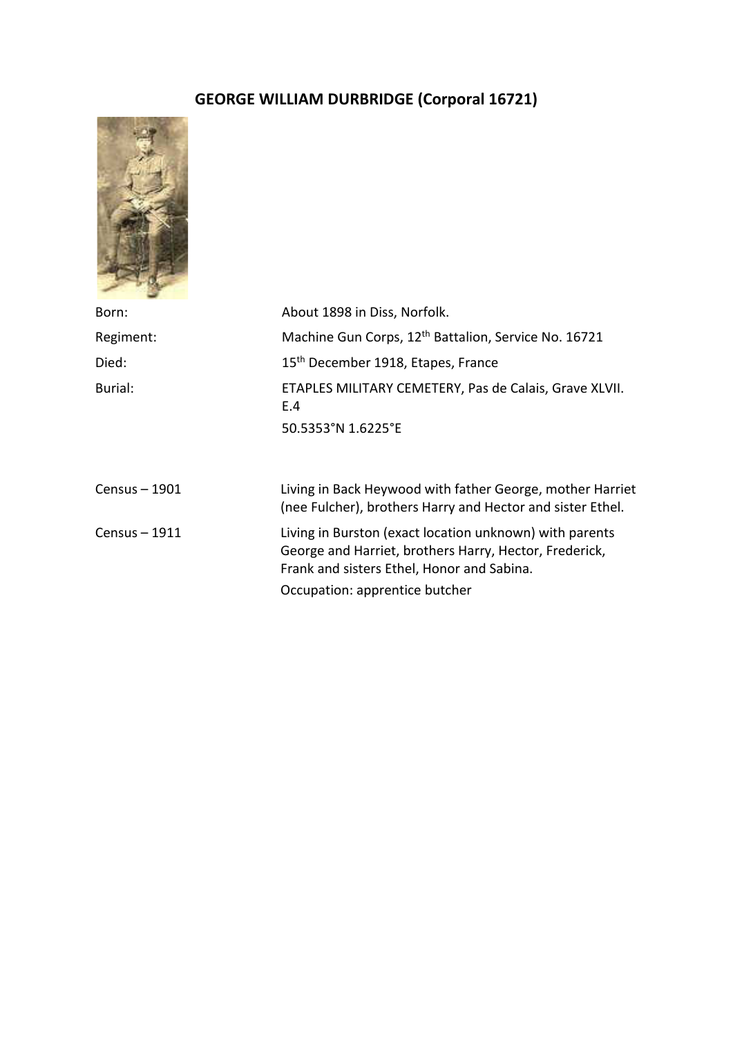# GEORGE WILLIAM DURBRIDGE (Corporal 16721)

| | |
|---|---|
| Born: | About 1898 in Diss, Norfolk. |
| Regiment: | Machine Gun Corps, 12th Battalion, Service No. 16721 |
| Died: | 15th December 1918, Etapes, France |
| Burial: | ETAPLES MILITARY CEMETERY, Pas de Calais, Grave XLVII. E.4<br>50.5353°N 1.6225°E |
| Census – 1901 | Living in Back Heywood with father George, mother Harriet (nee Fulcher), brothers Harry and Hector and sister Ethel. |
| Census – 1911 | Living in Burston (exact location unknown) with parents George and Harriet, brothers Harry, Hector, Frederick, Frank and sisters Ethel, Honor and Sabina.<br>Occupation: apprentice butcher |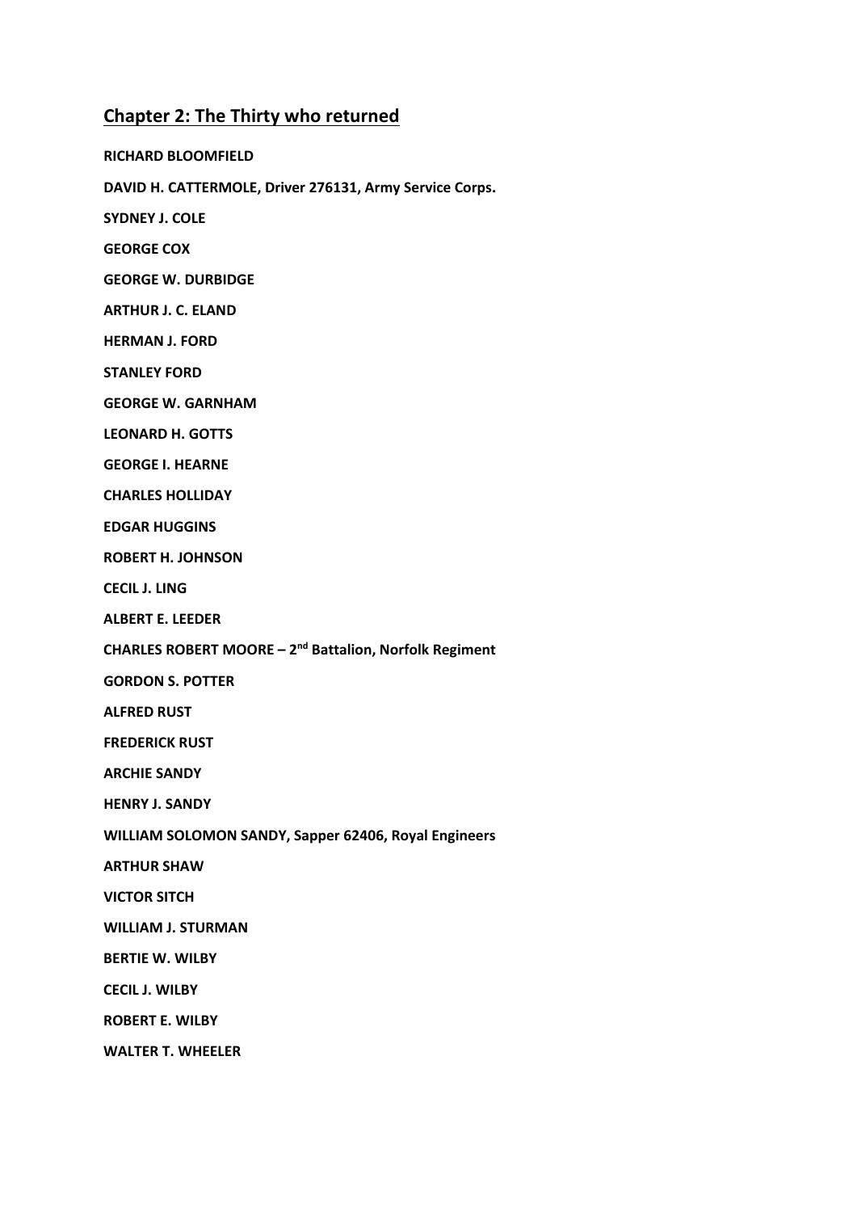## Chapter 2: The Thirty who returned

**RICHARD BLOOMFIELD**

**DAVID H. CATTERMOLE, Driver 276131, Army Service Corps.**

**SYDNEY J. COLE**

**GEORGE COX**

**GEORGE W. DURBIDGE**

**ARTHUR J. C. ELAND**

**HERMAN J. FORD**

**STANLEY FORD**

**GEORGE W. GARNHAM**

**LEONARD H. GOTTS**

**GEORGE I. HEARNE**

**CHARLES HOLLIDAY**

**EDGAR HUGGINS**

**ROBERT H. JOHNSON**

**CECIL J. LING**

**ALBERT E. LEEDER**

**CHARLES ROBERT MOORE – 2nd Battalion, Norfolk Regiment**

**GORDON S. POTTER**

**ALFRED RUST**

**FREDERICK RUST**

**ARCHIE SANDY**

**HENRY J. SANDY**

**WILLIAM SOLOMON SANDY, Sapper 62406, Royal Engineers**

**ARTHUR SHAW**

**VICTOR SITCH**

**WILLIAM J. STURMAN**

**BERTIE W. WILBY**

**CECIL J. WILBY**

**ROBERT E. WILBY**

**WALTER T. WHEELER**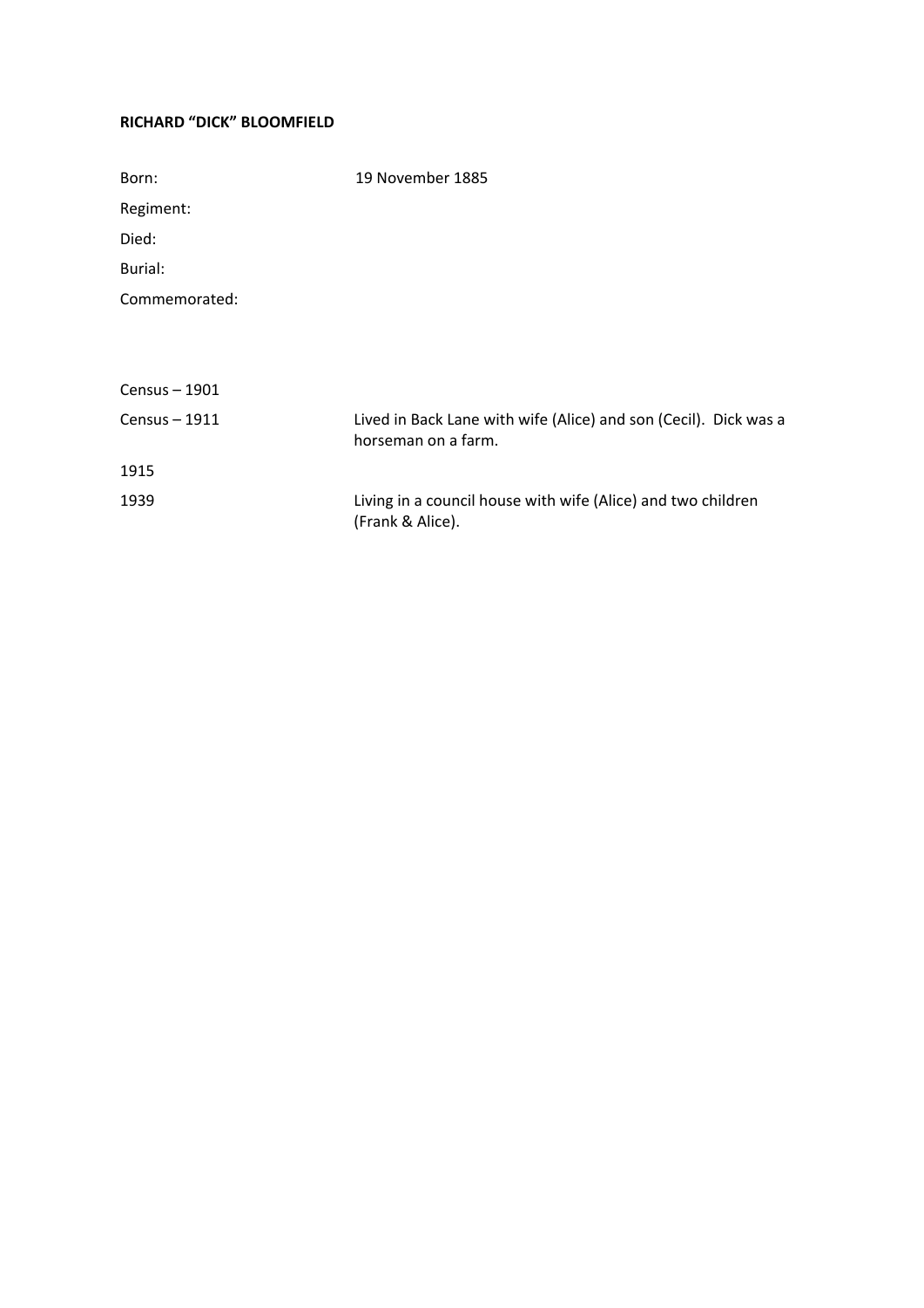**RICHARD “DICK” BLOOMFIELD**

| | |
|---|---|
| Born: | 19 November 1885 |
| Regiment: | |
| Died: | |
| Burial: | |
| Commemorated: | |

| | |
|---|---|
| Census – 1901 | |
| Census – 1911 | Lived in Back Lane with wife (Alice) and son (Cecil). Dick was a horseman on a farm. |
| 1915 | |
| 1939 | Living in a council house with wife (Alice) and two children (Frank & Alice). |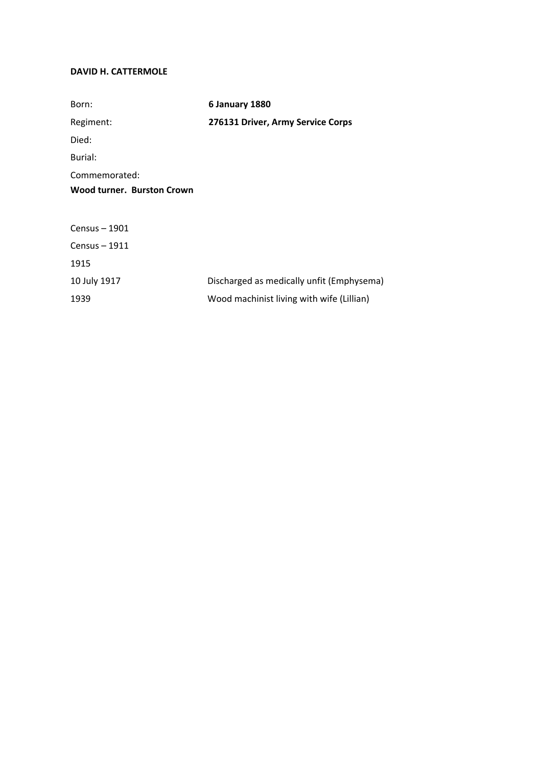**DAVID H. CATTERMOLE**

| | |
|---|---|
| Born: | **6 January 1880** |
| Regiment: | **276131 Driver, Army Service Corps** |
| Died: | |
| Burial: | |
| Commemorated: | |

**Wood turner. Burston Crown**

| | |
|---|---|
| Census – 1901 | |
| Census – 1911 | |
| 1915 | |
| 10 July 1917 | Discharged as medically unfit (Emphysema) |
| 1939 | Wood machinist living with wife (Lillian) |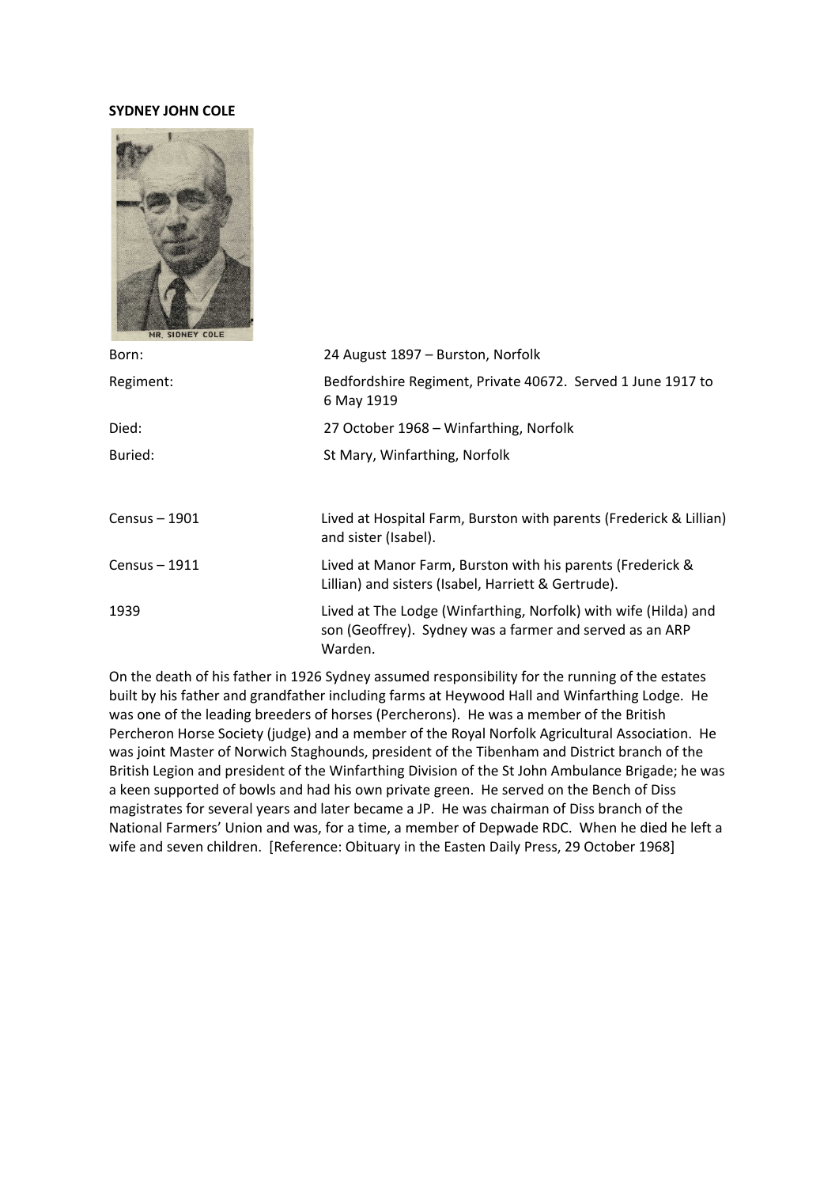**SYDNEY JOHN COLE**

MR. SIDNEY COLE

| | |
|---|---|
| Born: | 24 August 1897 – Burston, Norfolk |
| Regiment: | Bedfordshire Regiment, Private 40672. Served 1 June 1917 to 6 May 1919 |
| Died: | 27 October 1968 – Winfarthing, Norfolk |
| Buried: | St Mary, Winfarthing, Norfolk |

| | |
|---|---|
| Census – 1901 | Lived at Hospital Farm, Burston with parents (Frederick & Lillian) and sister (Isabel). |
| Census – 1911 | Lived at Manor Farm, Burston with his parents (Frederick & Lillian) and sisters (Isabel, Harriett & Gertrude). |
| 1939 | Lived at The Lodge (Winfarthing, Norfolk) with wife (Hilda) and son (Geoffrey). Sydney was a farmer and served as an ARP Warden. |

On the death of his father in 1926 Sydney assumed responsibility for the running of the estates built by his father and grandfather including farms at Heywood Hall and Winfarthing Lodge. He was one of the leading breeders of horses (Percherons). He was a member of the British Percheron Horse Society (judge) and a member of the Royal Norfolk Agricultural Association. He was joint Master of Norwich Staghounds, president of the Tibenham and District branch of the British Legion and president of the Winfarthing Division of the St John Ambulance Brigade; he was a keen supported of bowls and had his own private green. He served on the Bench of Diss magistrates for several years and later became a JP. He was chairman of Diss branch of the National Farmers' Union and was, for a time, a member of Depwade RDC. When he died he left a wife and seven children. [Reference: Obituary in the Easten Daily Press, 29 October 1968]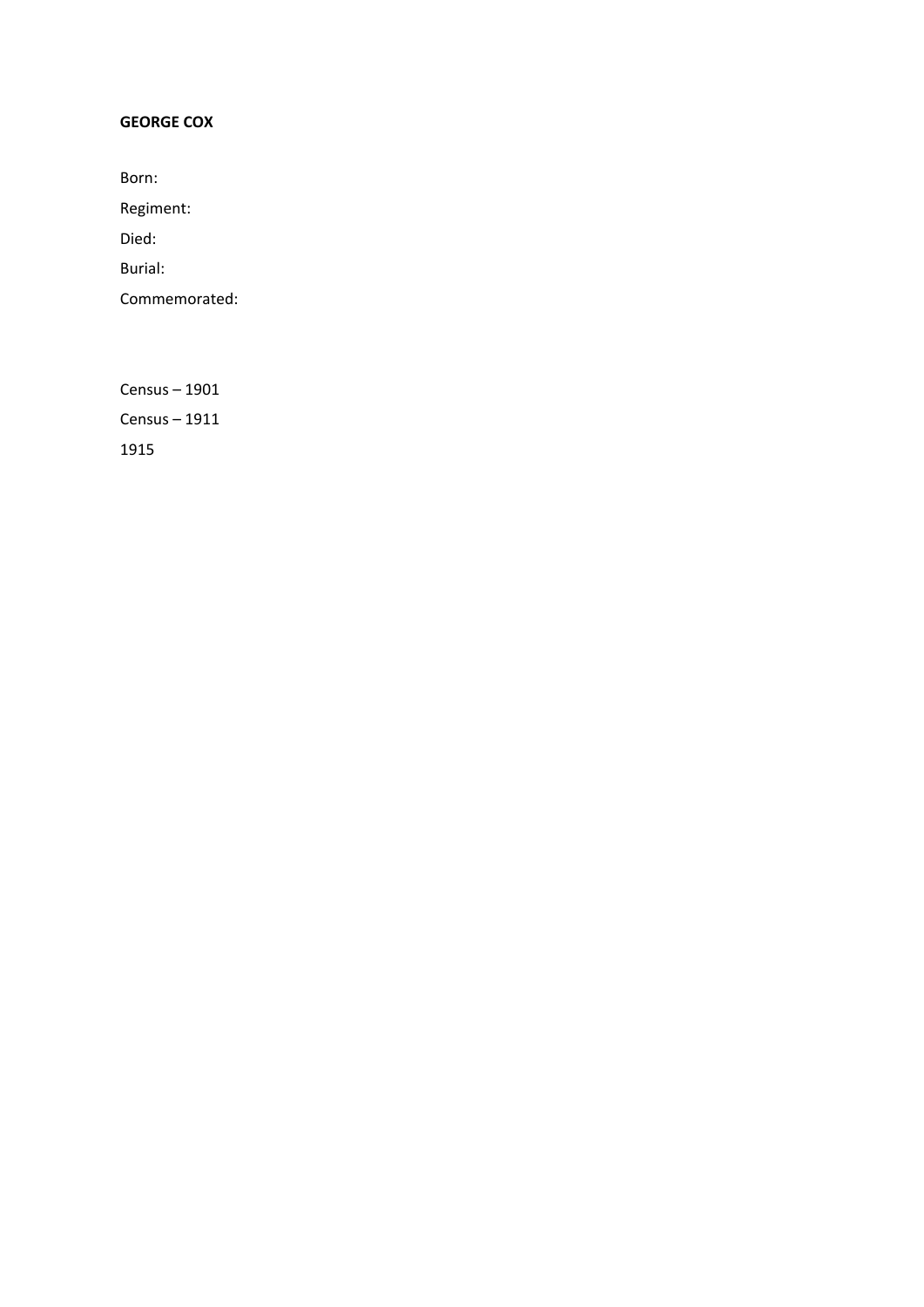**GEORGE COX**

Born:

Regiment:

Died:

Burial:

Commemorated:

Census – 1901

Census – 1911

1915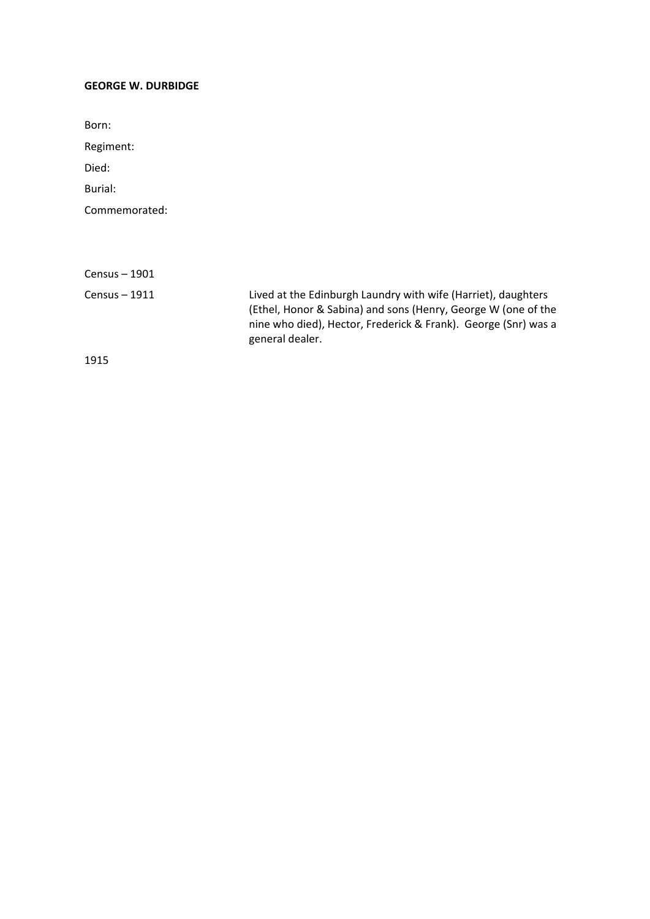**GEORGE W. DURBIDGE**

Born:

Regiment:

Died:

Burial:

Commemorated:

| | |
|---|---|
| Census – 1901 | |
| Census – 1911 | Lived at the Edinburgh Laundry with wife (Harriet), daughters (Ethel, Honor & Sabina) and sons (Henry, George W (one of the nine who died), Hector, Frederick & Frank). George (Snr) was a general dealer. |
| 1915 | |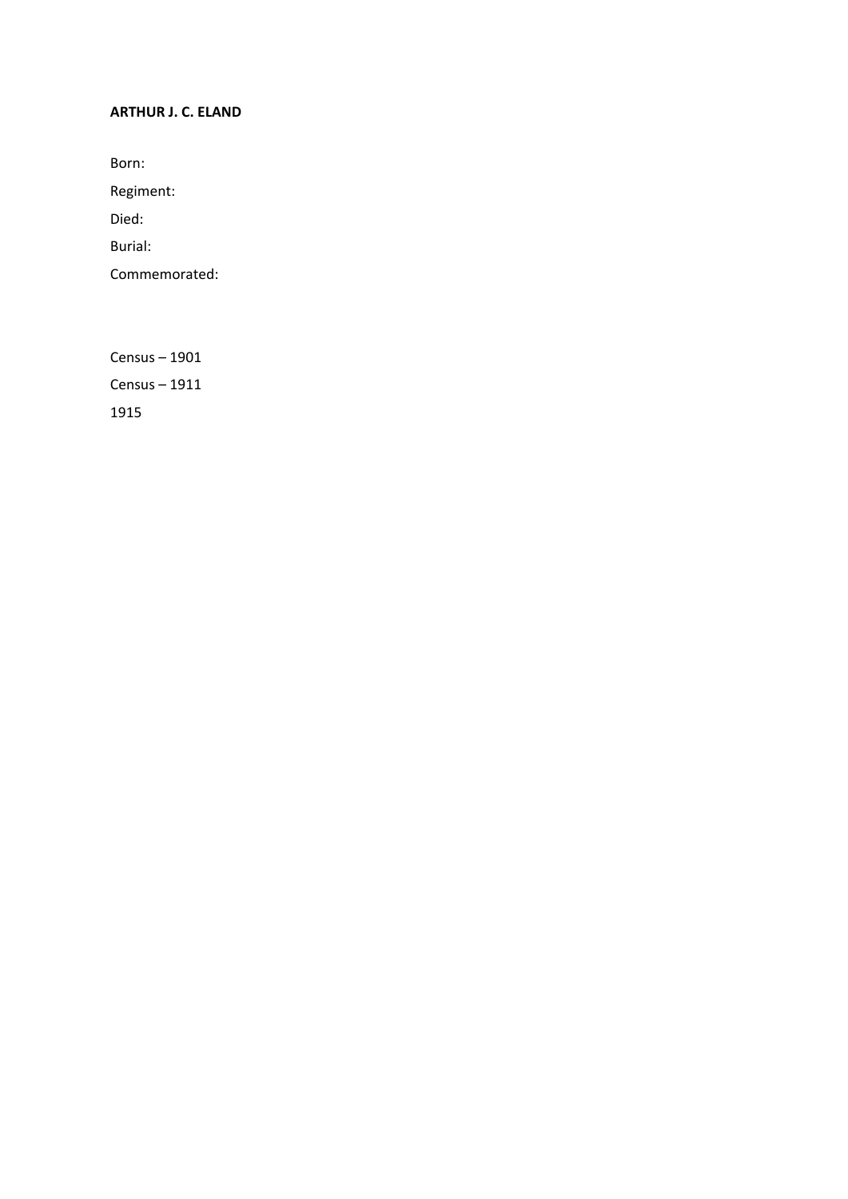**ARTHUR J. C. ELAND**

Born:

Regiment:

Died:

Burial:

Commemorated:

Census – 1901

Census – 1911

1915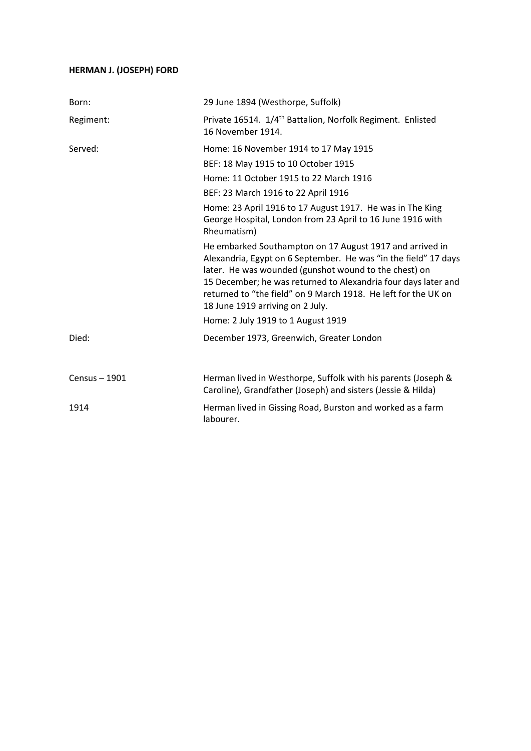**HERMAN J. (JOSEPH) FORD**

| | |
|---|---|
| Born: | 29 June 1894 (Westhorpe, Suffolk) |
| Regiment: | Private 16514. 1/4th Battalion, Norfolk Regiment. Enlisted 16 November 1914. |
| Served: | Home: 16 November 1914 to 17 May 1915<br>BEF: 18 May 1915 to 10 October 1915<br>Home: 11 October 1915 to 22 March 1916<br>BEF: 23 March 1916 to 22 April 1916<br>Home: 23 April 1916 to 17 August 1917. He was in The King George Hospital, London from 23 April to 16 June 1916 with Rheumatism)<br>He embarked Southampton on 17 August 1917 and arrived in Alexandria, Egypt on 6 September. He was "in the field" 17 days later. He was wounded (gunshot wound to the chest) on 15 December; he was returned to Alexandria four days later and returned to "the field" on 9 March 1918. He left for the UK on 18 June 1919 arriving on 2 July.<br>Home: 2 July 1919 to 1 August 1919 |
| Died: | December 1973, Greenwich, Greater London |
| Census – 1901 | Herman lived in Westhorpe, Suffolk with his parents (Joseph & Caroline), Grandfather (Joseph) and sisters (Jessie & Hilda) |
| 1914 | Herman lived in Gissing Road, Burston and worked as a farm labourer. |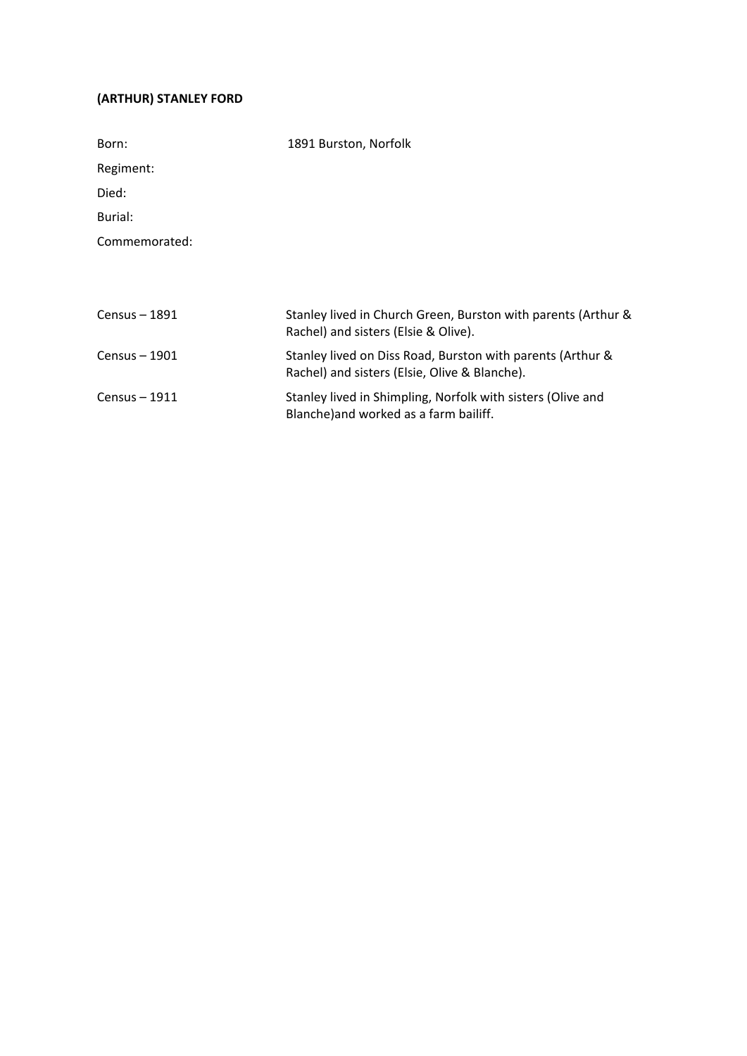**(ARTHUR) STANLEY FORD**

| | |
|---|---|
| Born: | 1891 Burston, Norfolk |
| Regiment: | |
| Died: | |
| Burial: | |
| Commemorated: | |

| | |
|---|---|
| Census – 1891 | Stanley lived in Church Green, Burston with parents (Arthur & Rachel) and sisters (Elsie & Olive). |
| Census – 1901 | Stanley lived on Diss Road, Burston with parents (Arthur & Rachel) and sisters (Elsie, Olive & Blanche). |
| Census – 1911 | Stanley lived in Shimpling, Norfolk with sisters (Olive and Blanche)and worked as a farm bailiff. |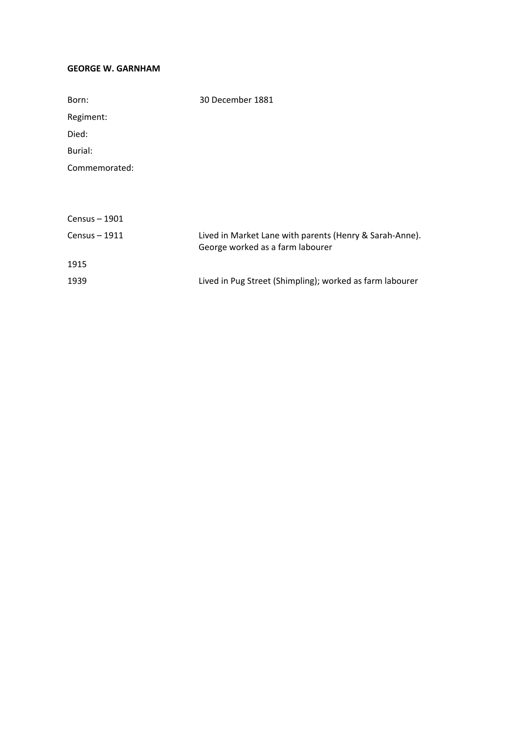**GEORGE W. GARNHAM**

| | |
|---|---|
| Born: | 30 December 1881 |
| Regiment: | |
| Died: | |
| Burial: | |
| Commemorated: | |

| | |
|---|---|
| Census – 1901 | |
| Census – 1911 | Lived in Market Lane with parents (Henry & Sarah-Anne). George worked as a farm labourer |
| 1915 | |
| 1939 | Lived in Pug Street (Shimpling); worked as farm labourer |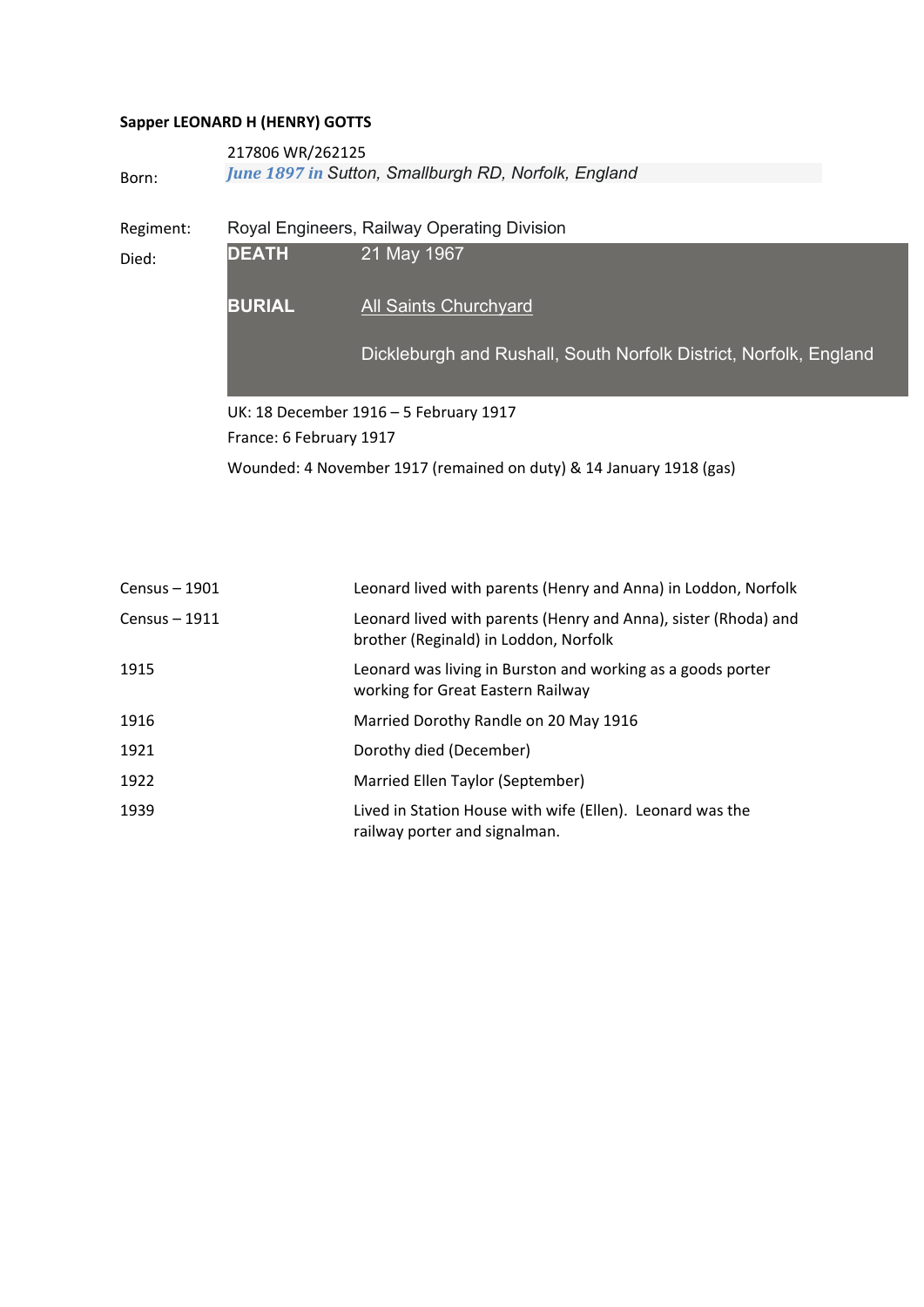**Sapper LEONARD H (HENRY) GOTTS**

| | |
|---|---|
| | 217806 WR/262125 |
| Born: | *June 1897 in Sutton, Smallburgh RD, Norfolk, England* |
| Regiment: | Royal Engineers, Railway Operating Division |
| Died: | **DEATH** 21 May 1967 |
| | **BURIAL** All Saints Churchyard |
| | Dickleburgh and Rushall, South Norfolk District, Norfolk, England |
| | UK: 18 December 1916 – 5 February 1917 |
| | France: 6 February 1917 |
| | Wounded: 4 November 1917 (remained on duty) & 14 January 1918 (gas) |

| | |
|---|---|
| Census – 1901 | Leonard lived with parents (Henry and Anna) in Loddon, Norfolk |
| Census – 1911 | Leonard lived with parents (Henry and Anna), sister (Rhoda) and brother (Reginald) in Loddon, Norfolk |
| 1915 | Leonard was living in Burston and working as a goods porter working for Great Eastern Railway |
| 1916 | Married Dorothy Randle on 20 May 1916 |
| 1921 | Dorothy died (December) |
| 1922 | Married Ellen Taylor (September) |
| 1939 | Lived in Station House with wife (Ellen). Leonard was the railway porter and signalman. |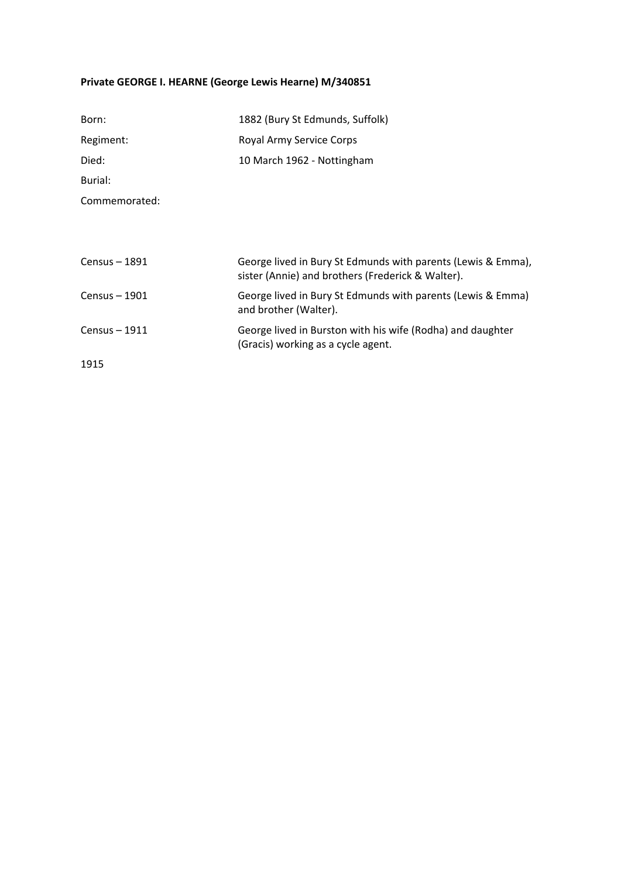**Private GEORGE I. HEARNE (George Lewis Hearne) M/340851**

| | |
|---|---|
| Born: | 1882 (Bury St Edmunds, Suffolk) |
| Regiment: | Royal Army Service Corps |
| Died: | 10 March 1962 - Nottingham |
| Burial: | |
| Commemorated: | |

| | |
|---|---|
| Census – 1891 | George lived in Bury St Edmunds with parents (Lewis & Emma), sister (Annie) and brothers (Frederick & Walter). |
| Census – 1901 | George lived in Bury St Edmunds with parents (Lewis & Emma) and brother (Walter). |
| Census – 1911 | George lived in Burston with his wife (Rodha) and daughter (Gracis) working as a cycle agent. |
| 1915 | |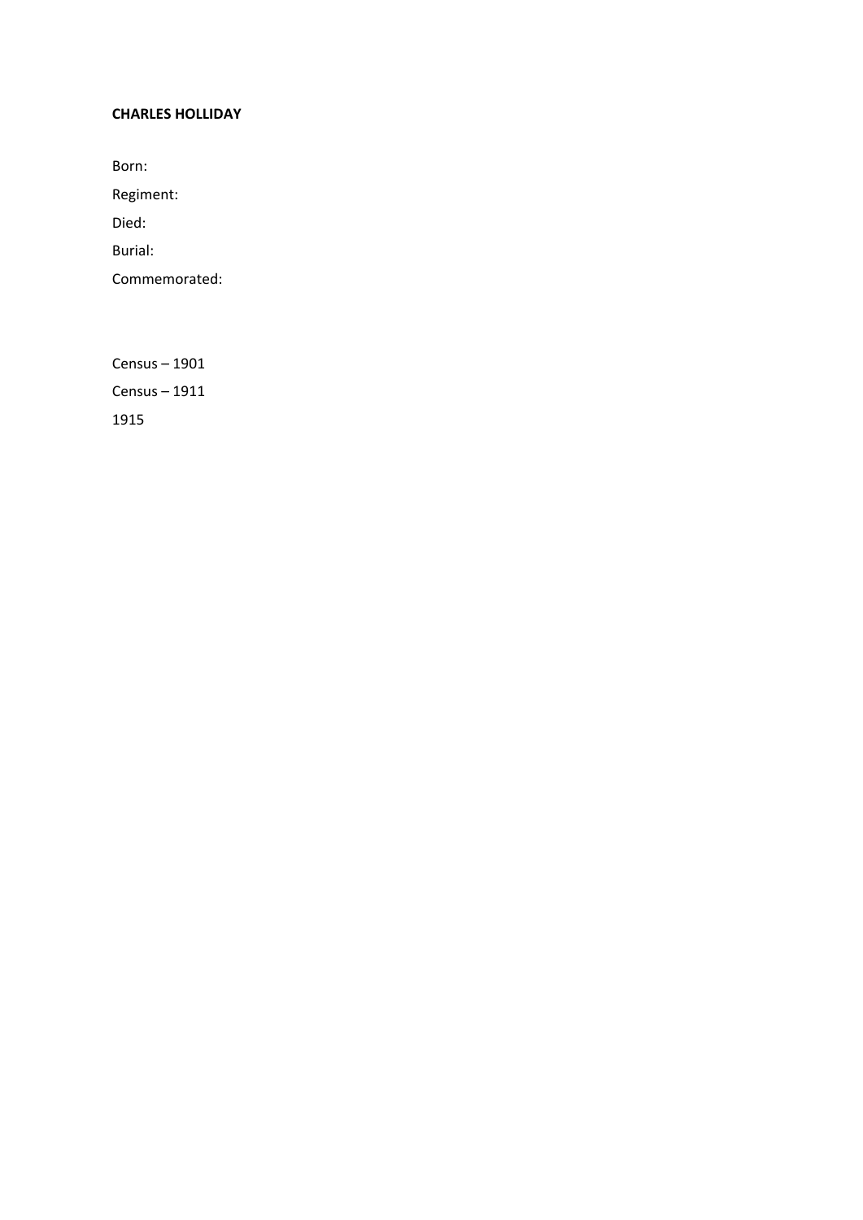**CHARLES HOLLIDAY**

Born:

Regiment:

Died:

Burial:

Commemorated:

Census – 1901

Census – 1911

1915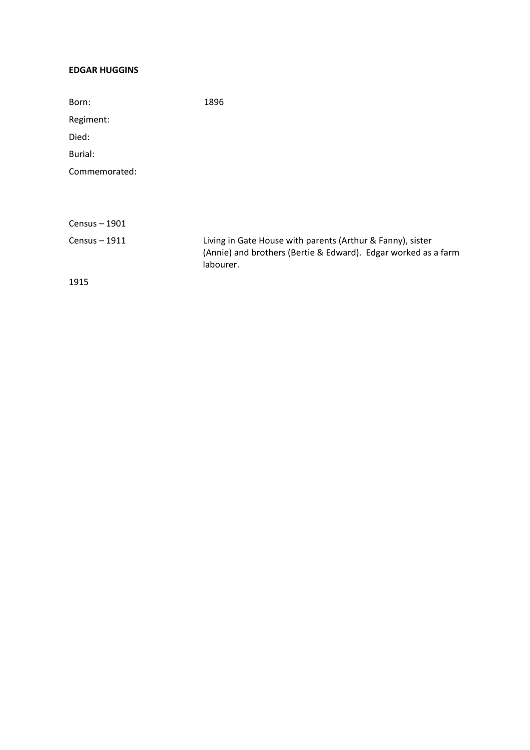**EDGAR HUGGINS**

| | |
|---|---|
| Born: | 1896 |
| Regiment: | |
| Died: | |
| Burial: | |
| Commemorated: | |

| | |
|---|---|
| Census – 1901 | |
| Census – 1911 | Living in Gate House with parents (Arthur & Fanny), sister (Annie) and brothers (Bertie & Edward). Edgar worked as a farm labourer. |
| 1915 | |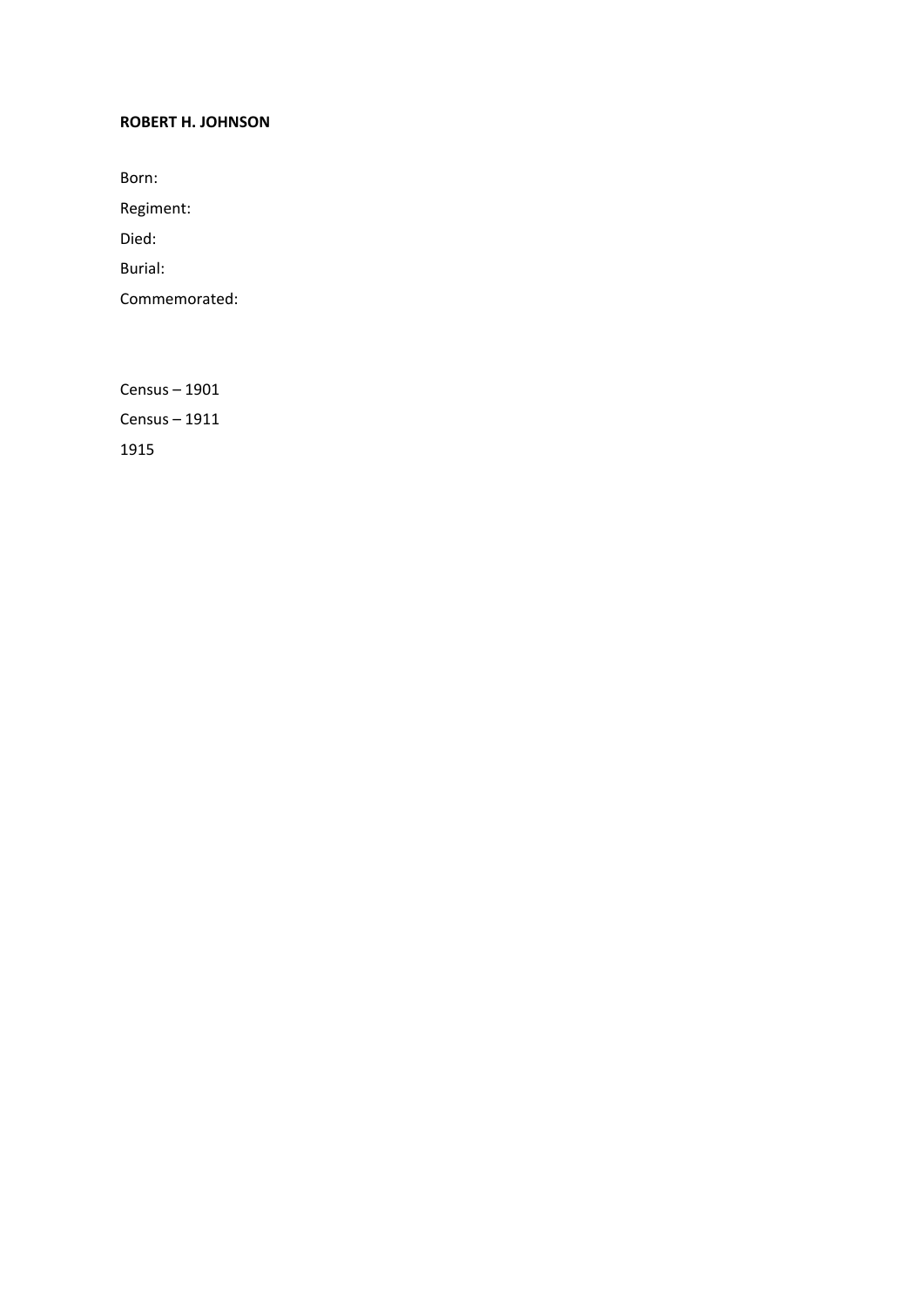**ROBERT H. JOHNSON**

Born:

Regiment:

Died:

Burial:

Commemorated:

Census – 1901

Census – 1911

1915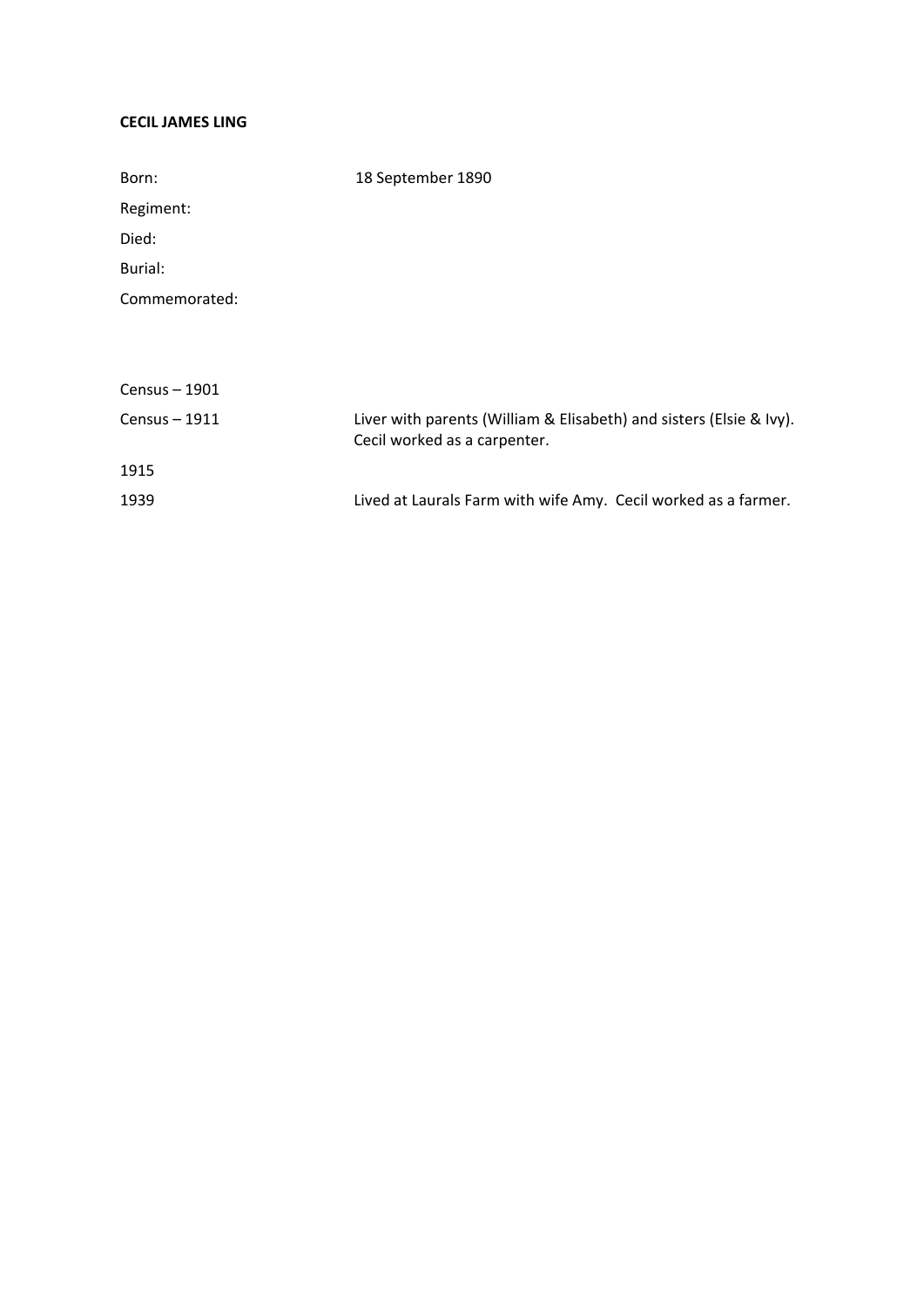**CECIL JAMES LING**

Born: 18 September 1890

Regiment:

Died:

Burial:

Commemorated:

Census – 1901

Census – 1911 Liver with parents (William & Elisabeth) and sisters (Elsie & Ivy). Cecil worked as a carpenter.

1915

1939 Lived at Laurals Farm with wife Amy. Cecil worked as a farmer.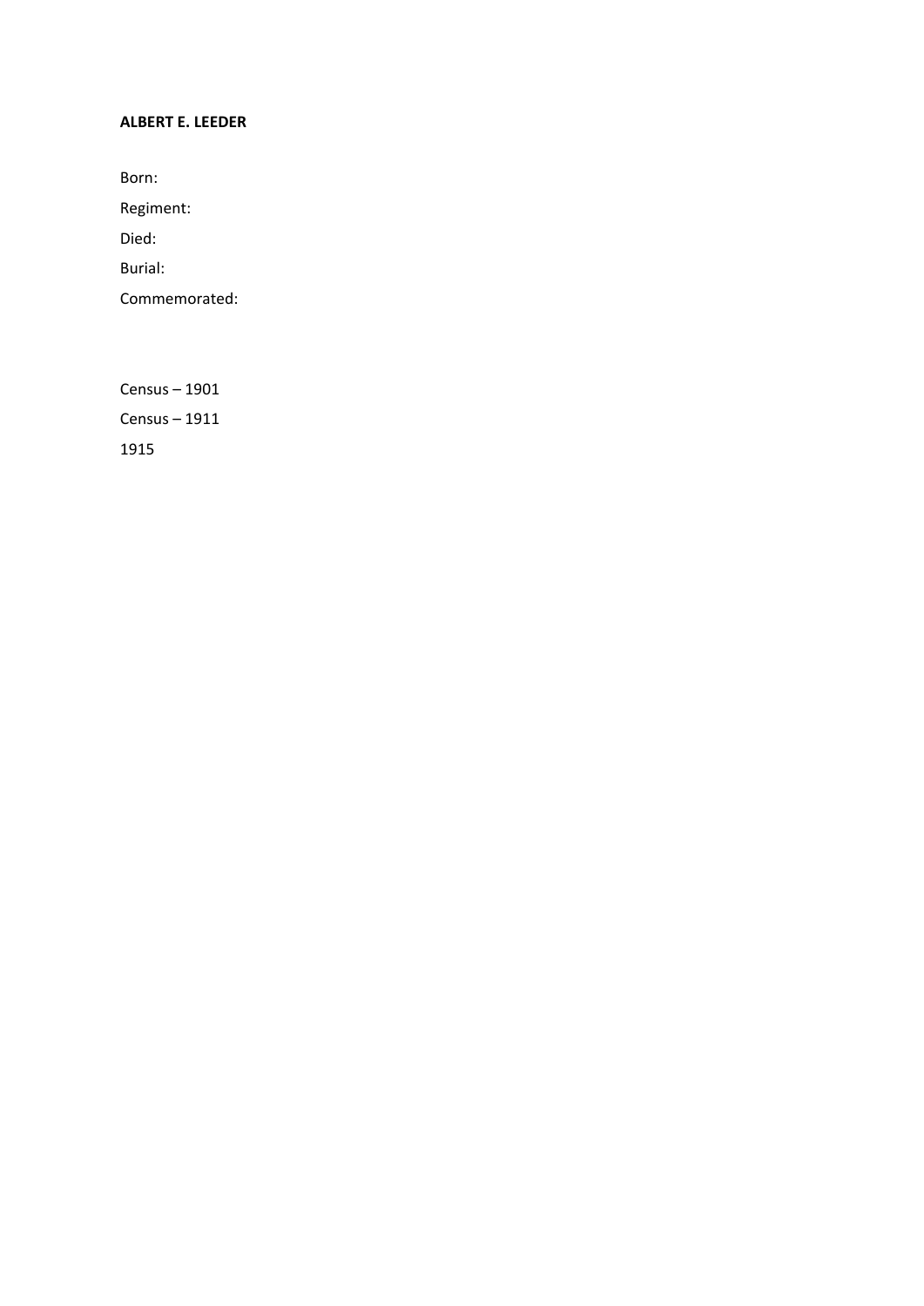**ALBERT E. LEEDER**

Born:

Regiment:

Died:

Burial:

Commemorated:

Census – 1901

Census – 1911

1915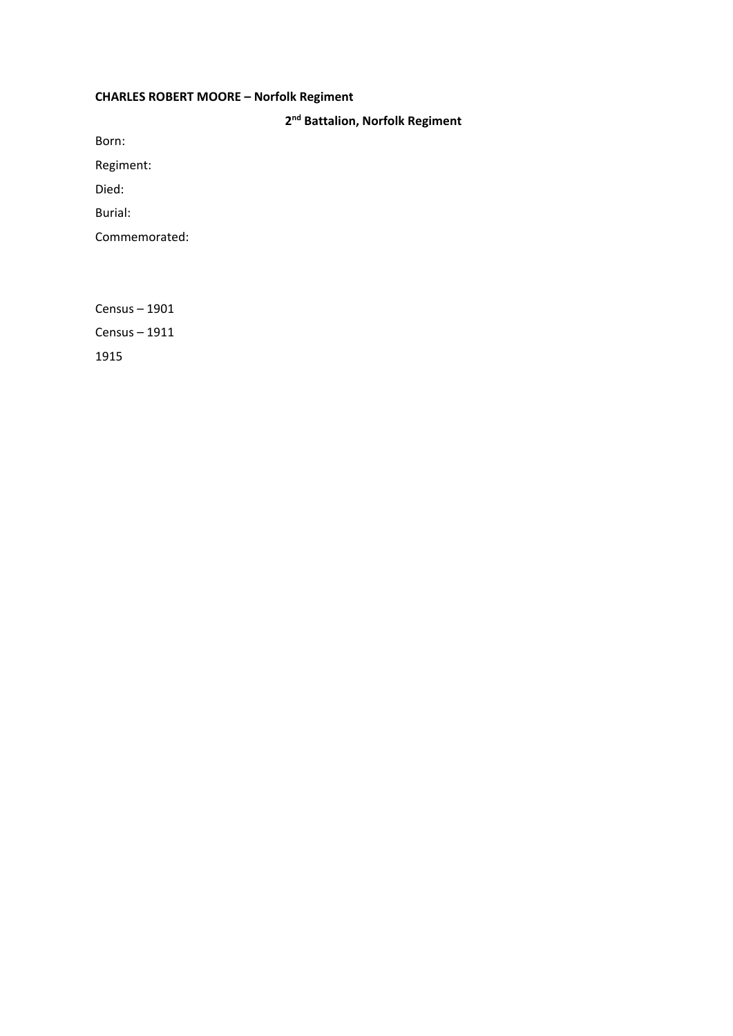**CHARLES ROBERT MOORE – Norfolk Regiment**

**2nd Battalion, Norfolk Regiment**

Born:

Regiment:

Died:

Burial:

Commemorated:

Census – 1901

Census – 1911

1915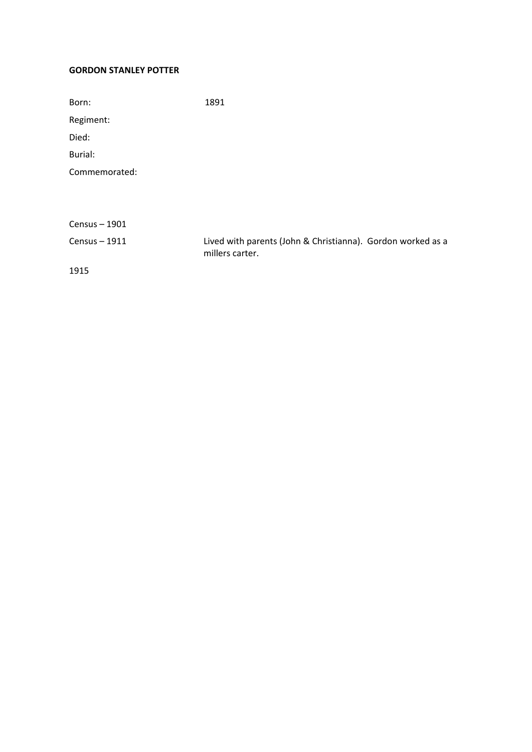**GORDON STANLEY POTTER**

| | |
|---|---|
| Born: | 1891 |
| Regiment: | |
| Died: | |
| Burial: | |
| Commemorated: | |

| | |
|---|---|
| Census – 1901 | |
| Census – 1911 | Lived with parents (John & Christianna). Gordon worked as a millers carter. |
| 1915 | |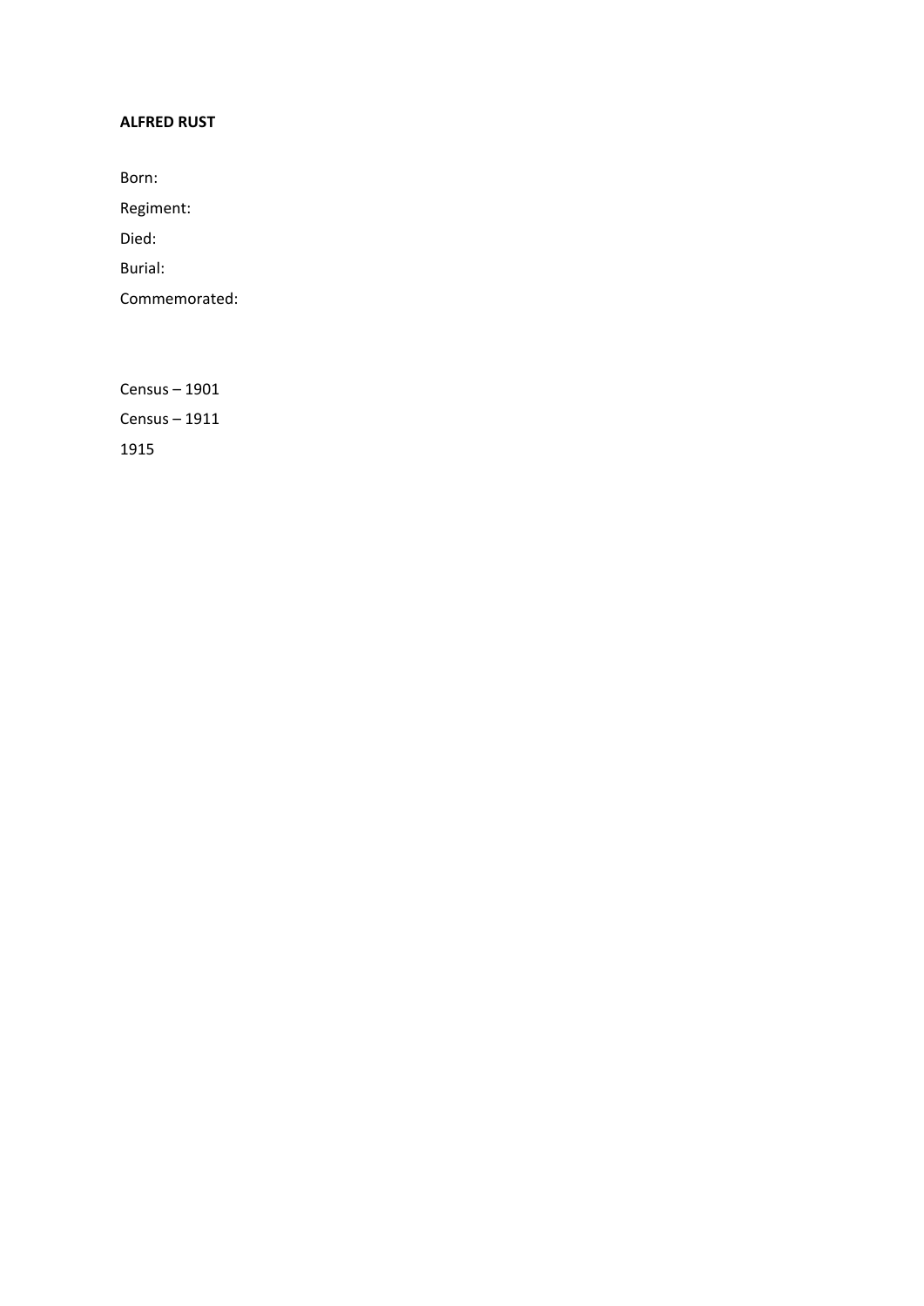**ALFRED RUST**

Born:

Regiment:

Died:

Burial:

Commemorated:

Census – 1901

Census – 1911

1915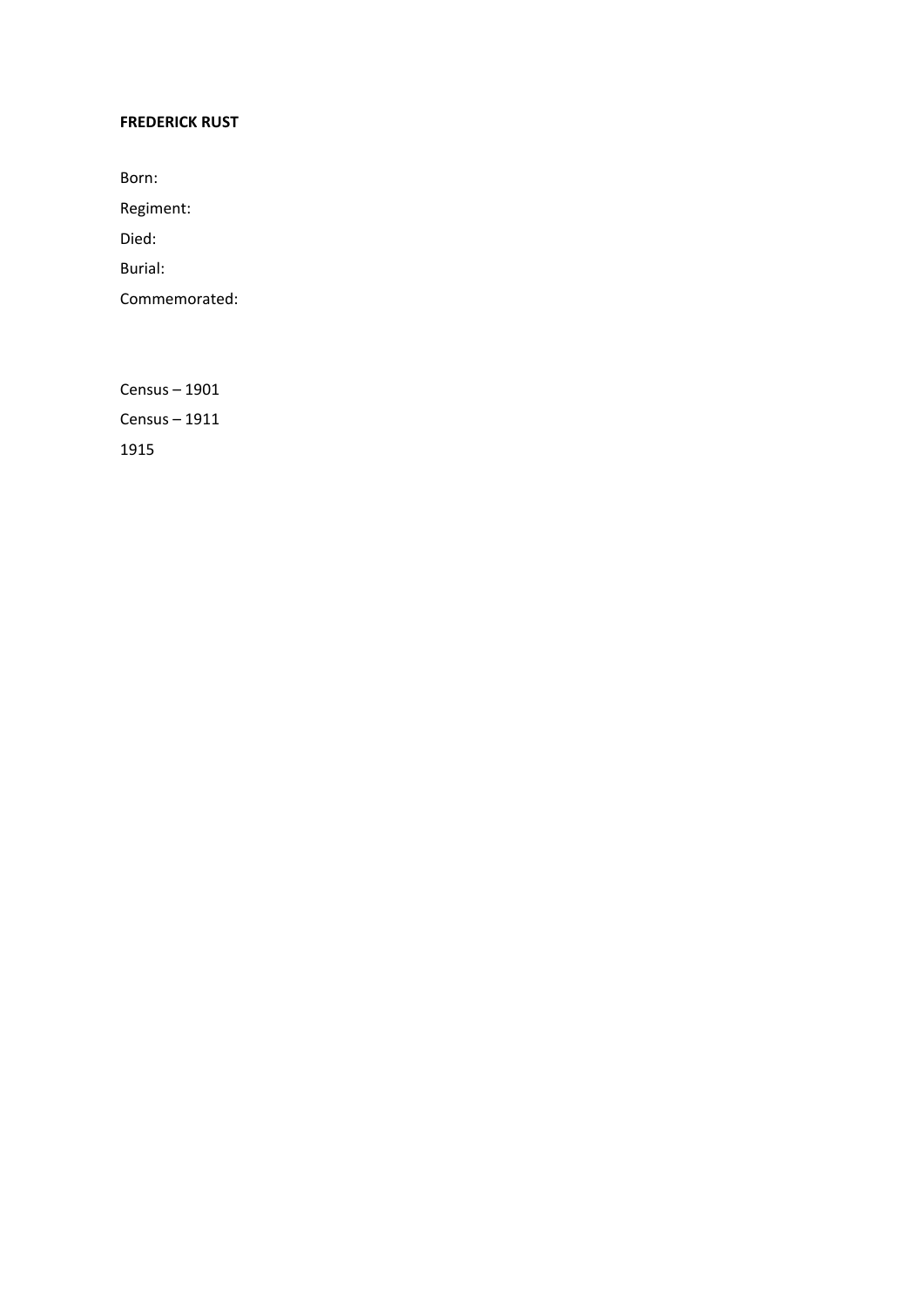**FREDERICK RUST**

Born:

Regiment:

Died:

Burial:

Commemorated:

Census – 1901

Census – 1911

1915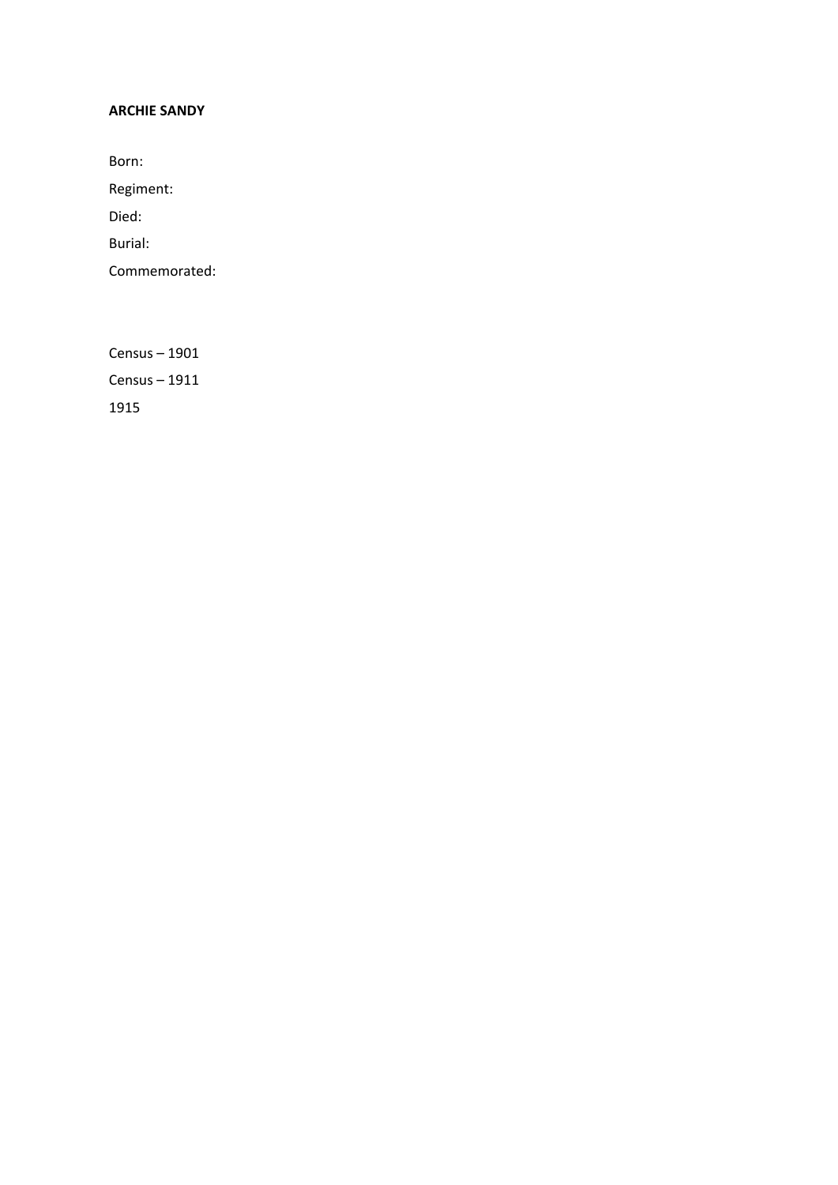**ARCHIE SANDY**

Born:

Regiment:

Died:

Burial:

Commemorated:

Census – 1901

Census – 1911

1915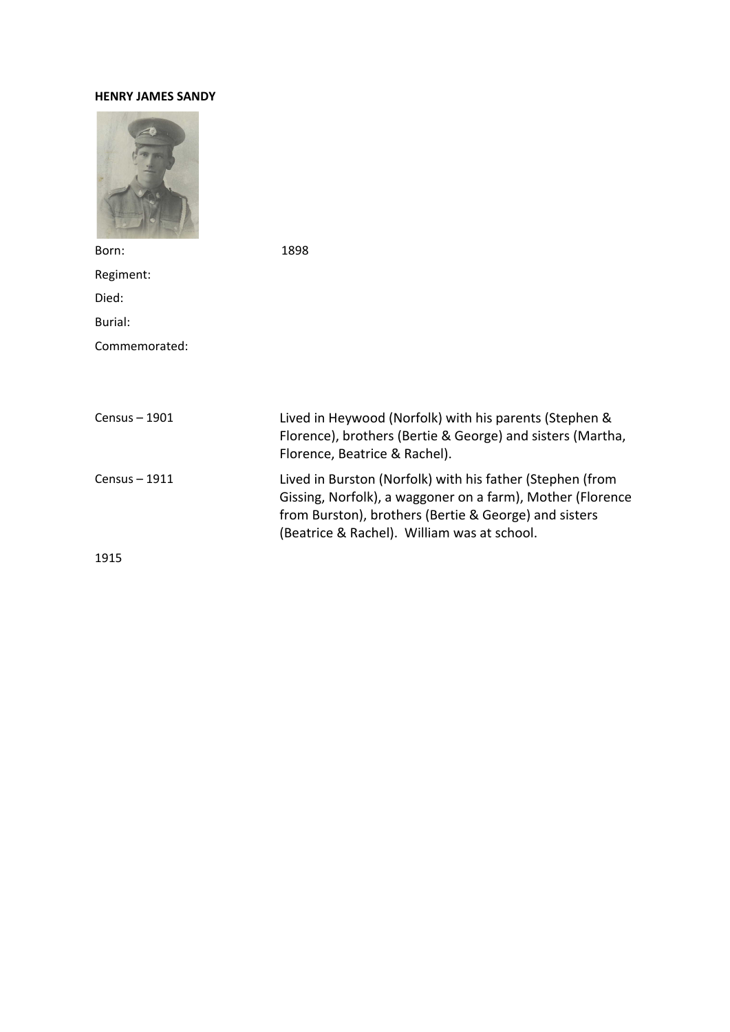**HENRY JAMES SANDY**

| | |
|---|---|
| Born: | 1898 |
| Regiment: | |
| Died: | |
| Burial: | |
| Commemorated: | |

| | |
|---|---|
| Census – 1901 | Lived in Heywood (Norfolk) with his parents (Stephen & Florence), brothers (Bertie & George) and sisters (Martha, Florence, Beatrice & Rachel). |
| Census – 1911 | Lived in Burston (Norfolk) with his father (Stephen (from Gissing, Norfolk), a waggoner on a farm), Mother (Florence from Burston), brothers (Bertie & George) and sisters (Beatrice & Rachel). William was at school. |

1915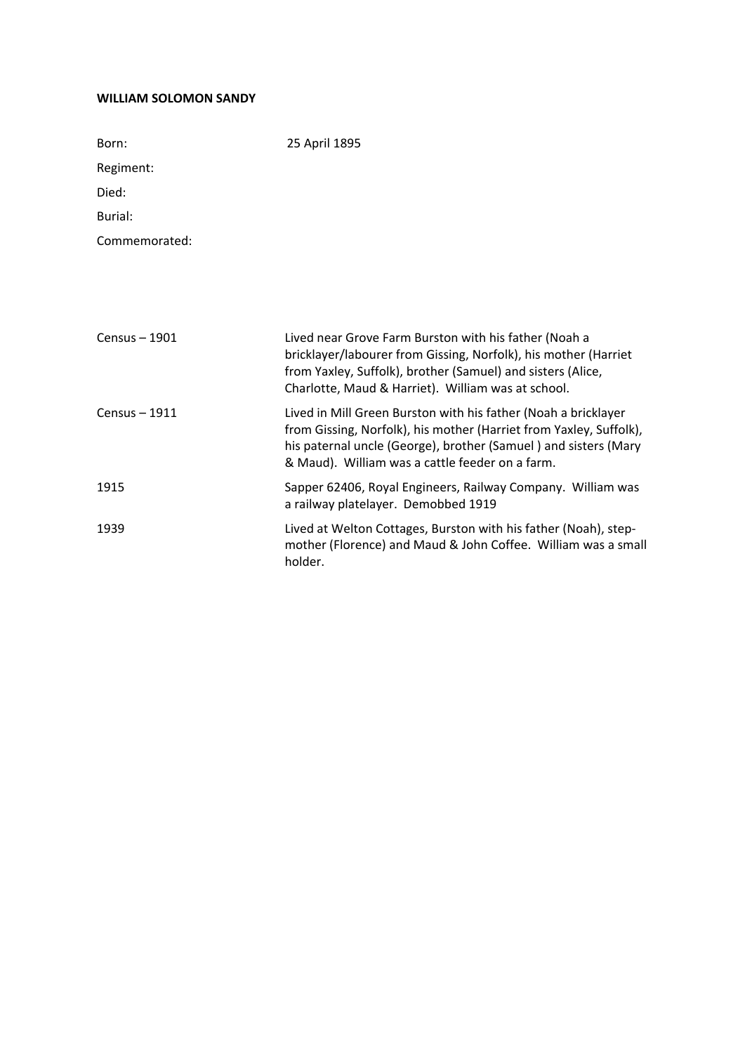**WILLIAM SOLOMON SANDY**

| | |
|---|---|
| Born: | 25 April 1895 |
| Regiment: | |
| Died: | |
| Burial: | |
| Commemorated: | |

| | |
|---|---|
| Census – 1901 | Lived near Grove Farm Burston with his father (Noah a bricklayer/labourer from Gissing, Norfolk), his mother (Harriet from Yaxley, Suffolk), brother (Samuel) and sisters (Alice, Charlotte, Maud & Harriet). William was at school. |
| Census – 1911 | Lived in Mill Green Burston with his father (Noah a bricklayer from Gissing, Norfolk), his mother (Harriet from Yaxley, Suffolk), his paternal uncle (George), brother (Samuel ) and sisters (Mary & Maud). William was a cattle feeder on a farm. |
| 1915 | Sapper 62406, Royal Engineers, Railway Company. William was a railway platelayer. Demobbed 1919 |
| 1939 | Lived at Welton Cottages, Burston with his father (Noah), step-mother (Florence) and Maud & John Coffee. William was a small holder. |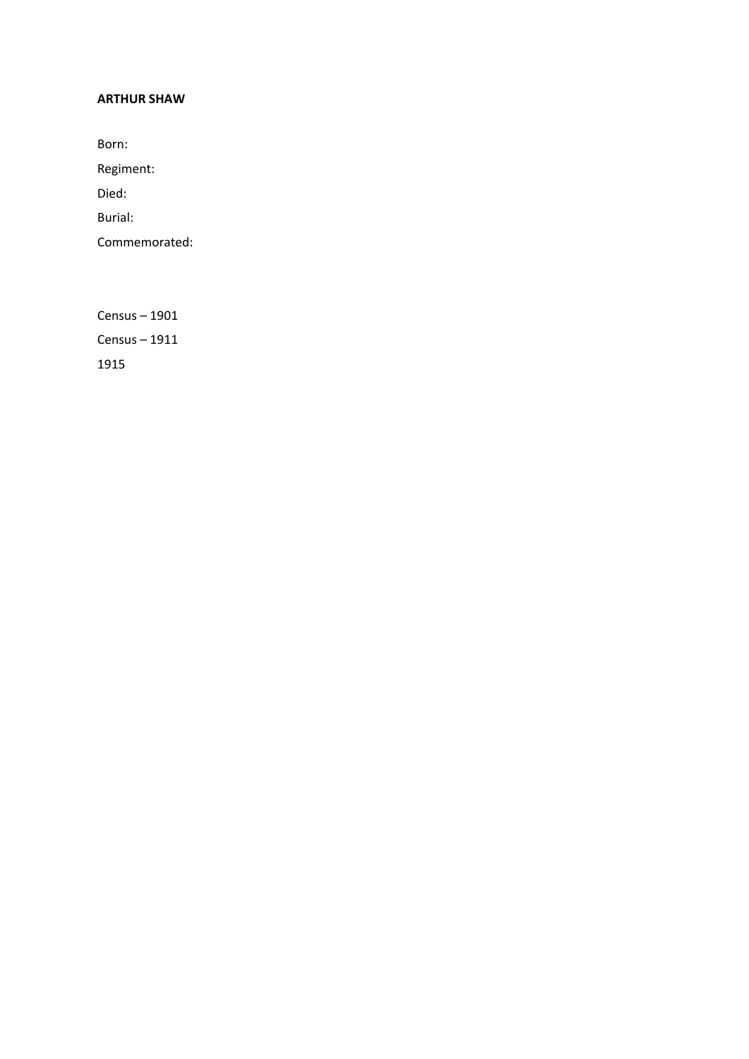**ARTHUR SHAW**

Born:

Regiment:

Died:

Burial:

Commemorated:

Census – 1901

Census – 1911

1915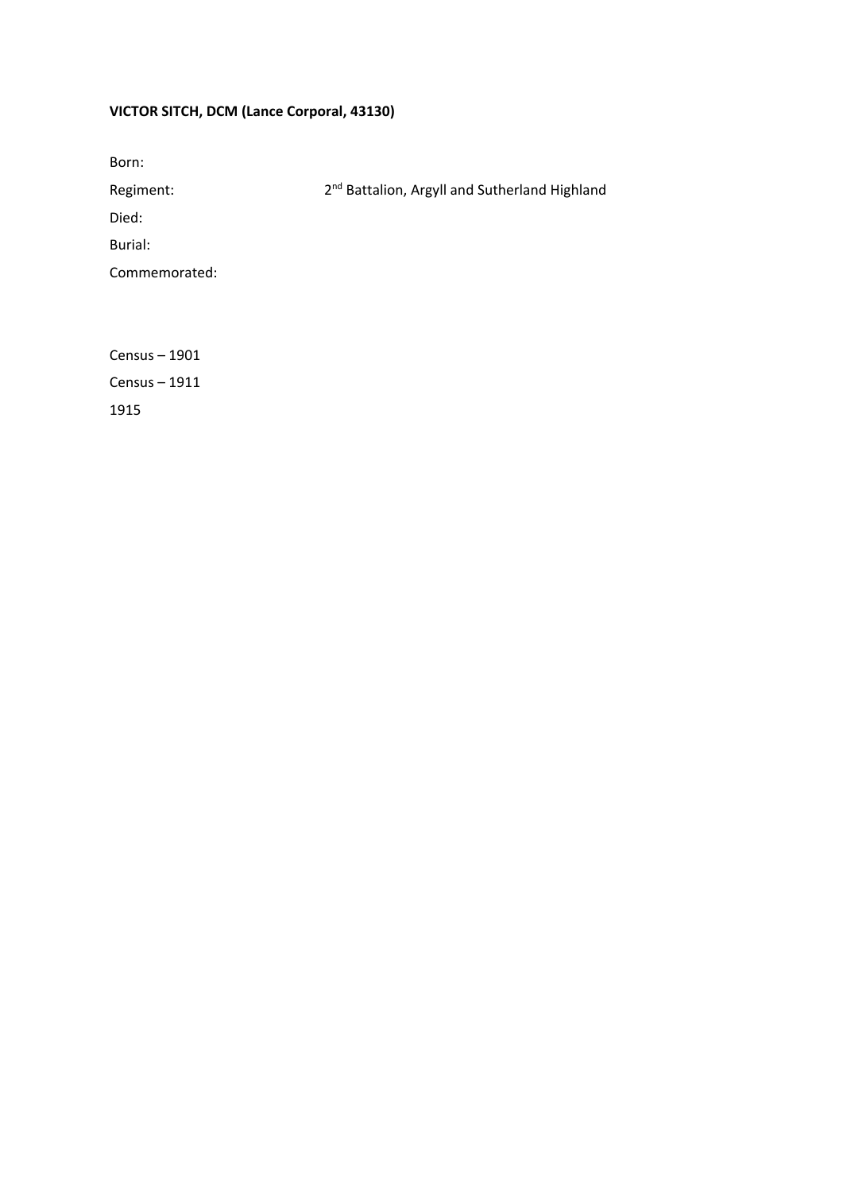**VICTOR SITCH, DCM (Lance Corporal, 43130)**

Born:

Regiment: 2nd Battalion, Argyll and Sutherland Highland

Died:

Burial:

Commemorated:

Census – 1901

Census – 1911

1915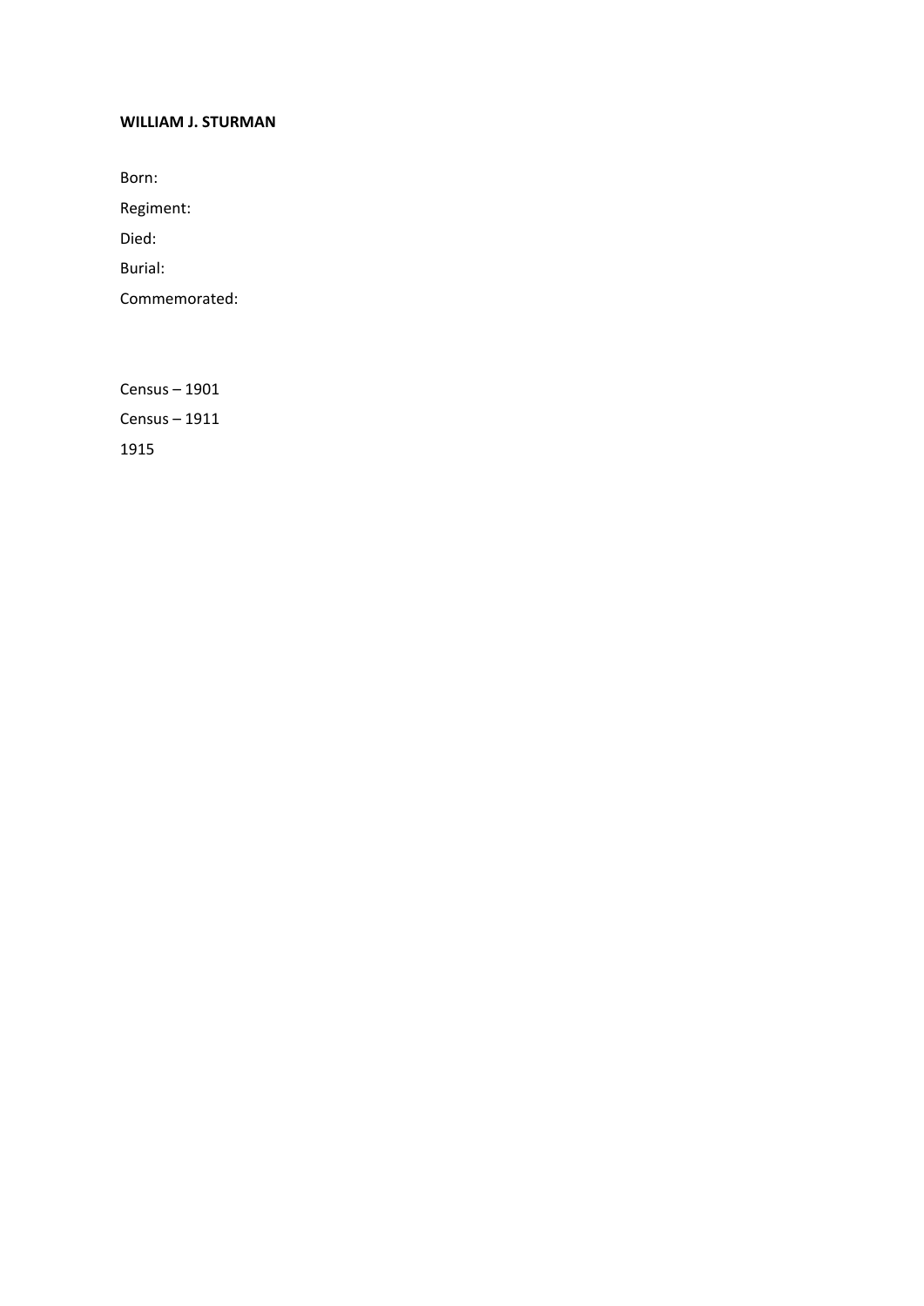**WILLIAM J. STURMAN**

Born:

Regiment:

Died:

Burial:

Commemorated:

Census – 1901

Census – 1911

1915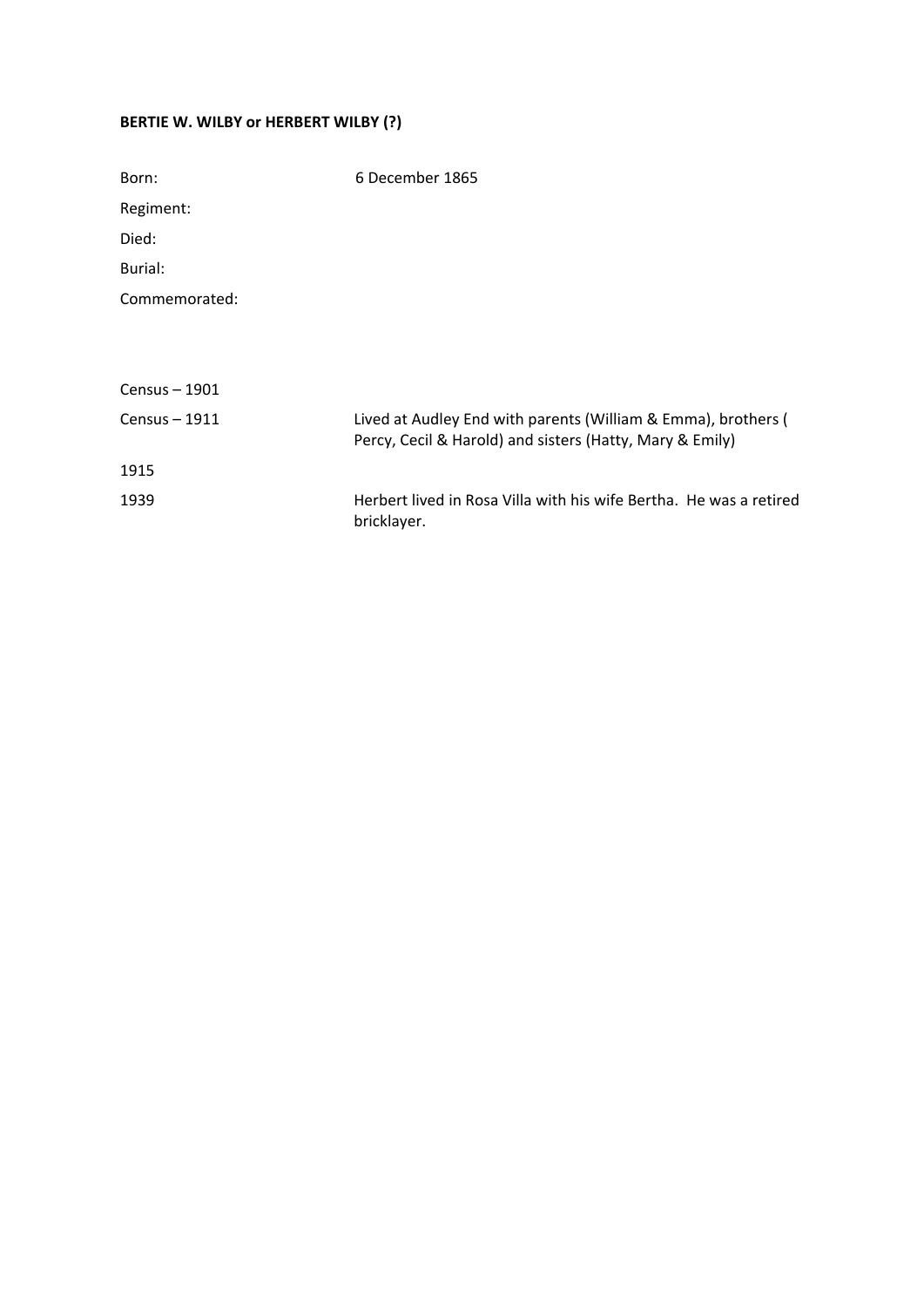**BERTIE W. WILBY or HERBERT WILBY (?)**

| | |
|---|---|
| Born: | 6 December 1865 |
| Regiment: | |
| Died: | |
| Burial: | |
| Commemorated: | |

| | |
|---|---|
| Census – 1901 | |
| Census – 1911 | Lived at Audley End with parents (William & Emma), brothers ( Percy, Cecil & Harold) and sisters (Hatty, Mary & Emily) |
| 1915 | |
| 1939 | Herbert lived in Rosa Villa with his wife Bertha. He was a retired bricklayer. |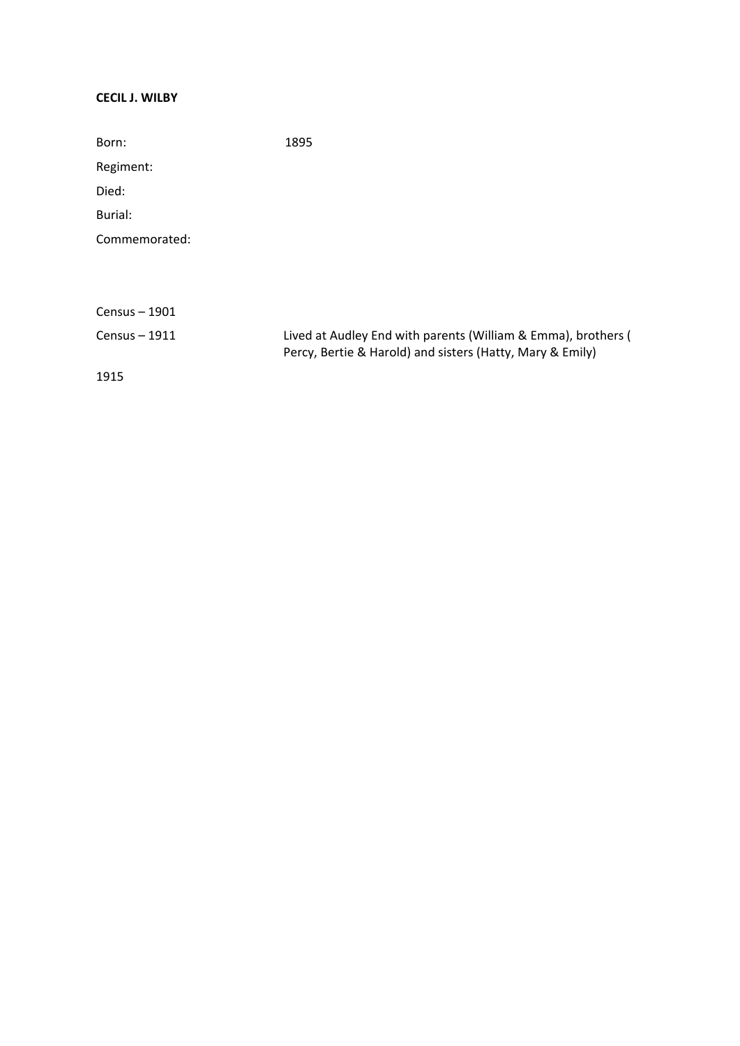**CECIL J. WILBY**

| | |
|---|---|
| Born: | 1895 |
| Regiment: | |
| Died: | |
| Burial: | |
| Commemorated: | |

| | |
|---|---|
| Census – 1901 | |
| Census – 1911 | Lived at Audley End with parents (William & Emma), brothers ( Percy, Bertie & Harold) and sisters (Hatty, Mary & Emily) |
| 1915 | |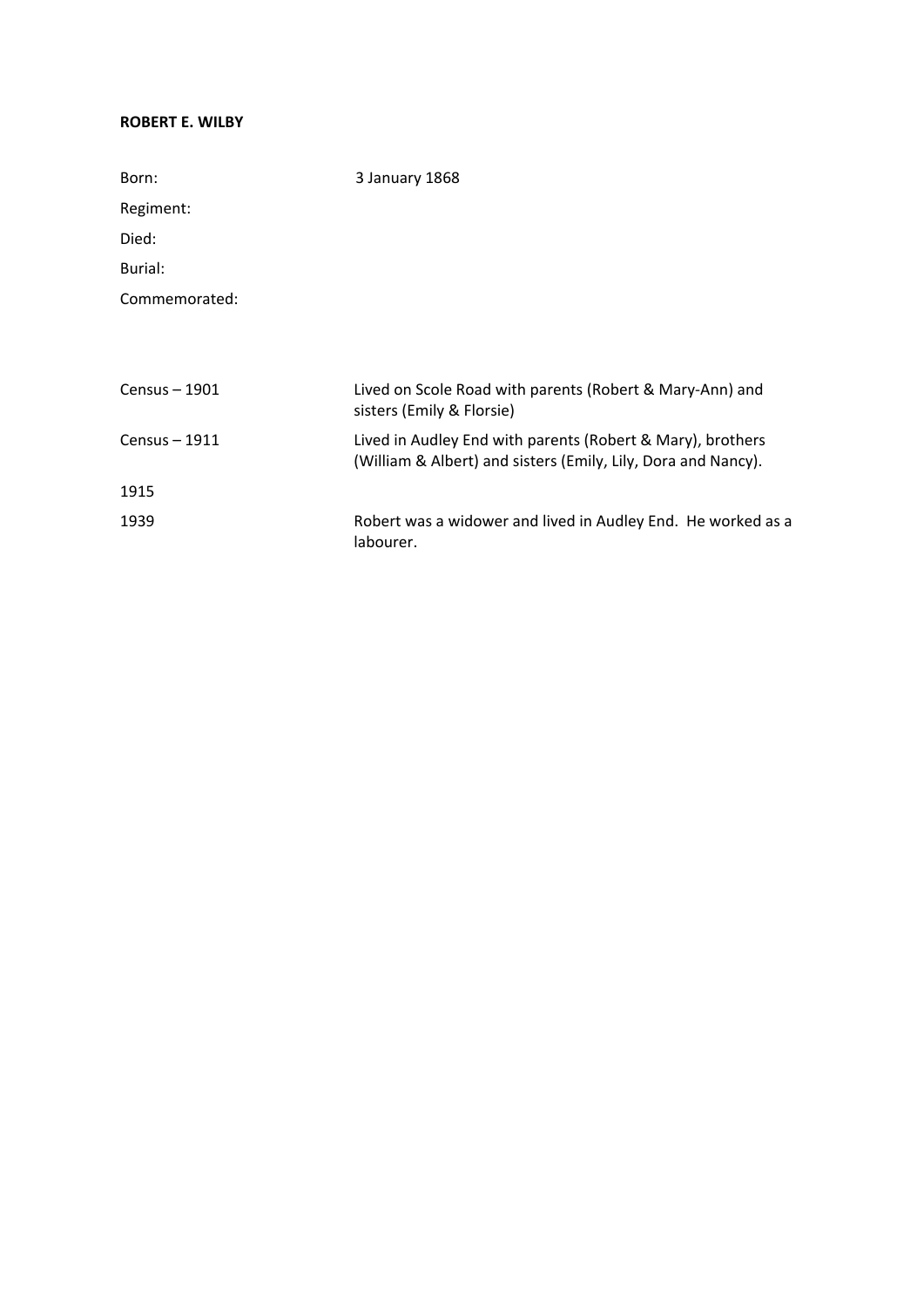**ROBERT E. WILBY**

| | |
|---|---|
| Born: | 3 January 1868 |
| Regiment: | |
| Died: | |
| Burial: | |
| Commemorated: | |

| | |
|---|---|
| Census – 1901 | Lived on Scole Road with parents (Robert & Mary-Ann) and sisters (Emily & Florsie) |
| Census – 1911 | Lived in Audley End with parents (Robert & Mary), brothers (William & Albert) and sisters (Emily, Lily, Dora and Nancy). |
| 1915 | |
| 1939 | Robert was a widower and lived in Audley End. He worked as a labourer. |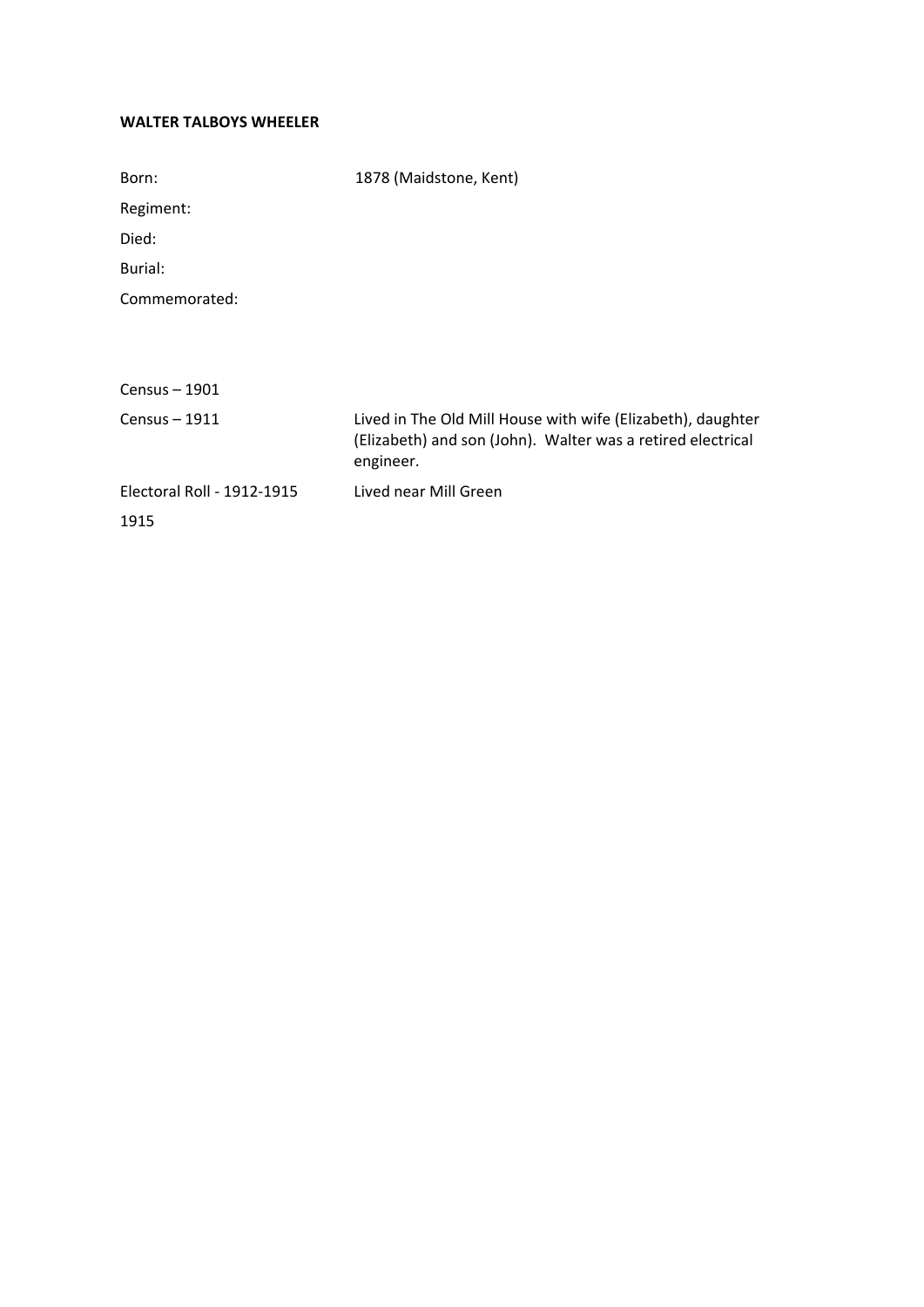**WALTER TALBOYS WHEELER**

| | |
|---|---|
| Born: | 1878 (Maidstone, Kent) |
| Regiment: | |
| Died: | |
| Burial: | |
| Commemorated: | |

| | |
|---|---|
| Census – 1901 | |
| Census – 1911 | Lived in The Old Mill House with wife (Elizabeth), daughter (Elizabeth) and son (John). Walter was a retired electrical engineer. |
| Electoral Roll - 1912-1915 | Lived near Mill Green |
| 1915 | |